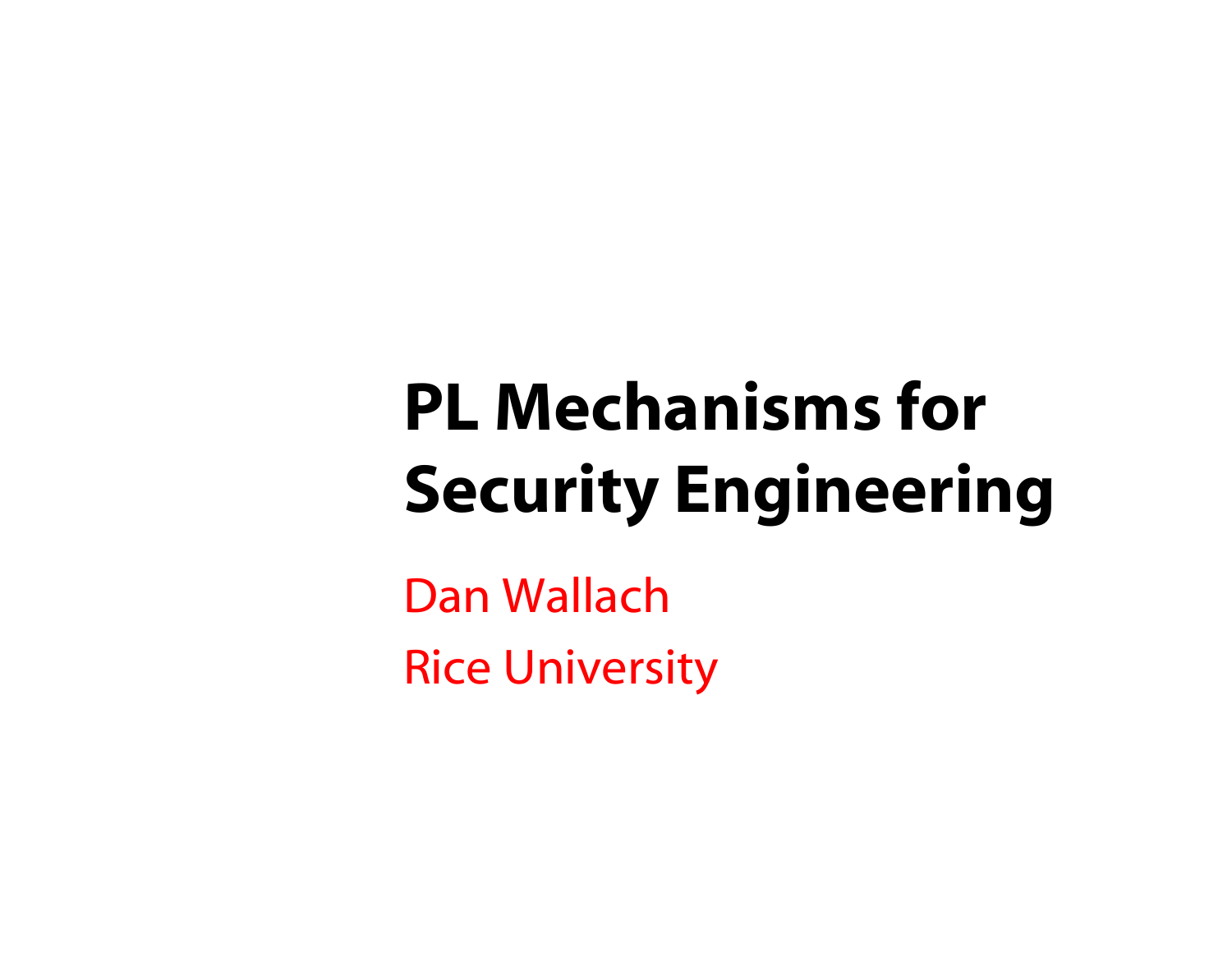# PL Mechanisms for Security Engineering

Dan Wallach

Rice University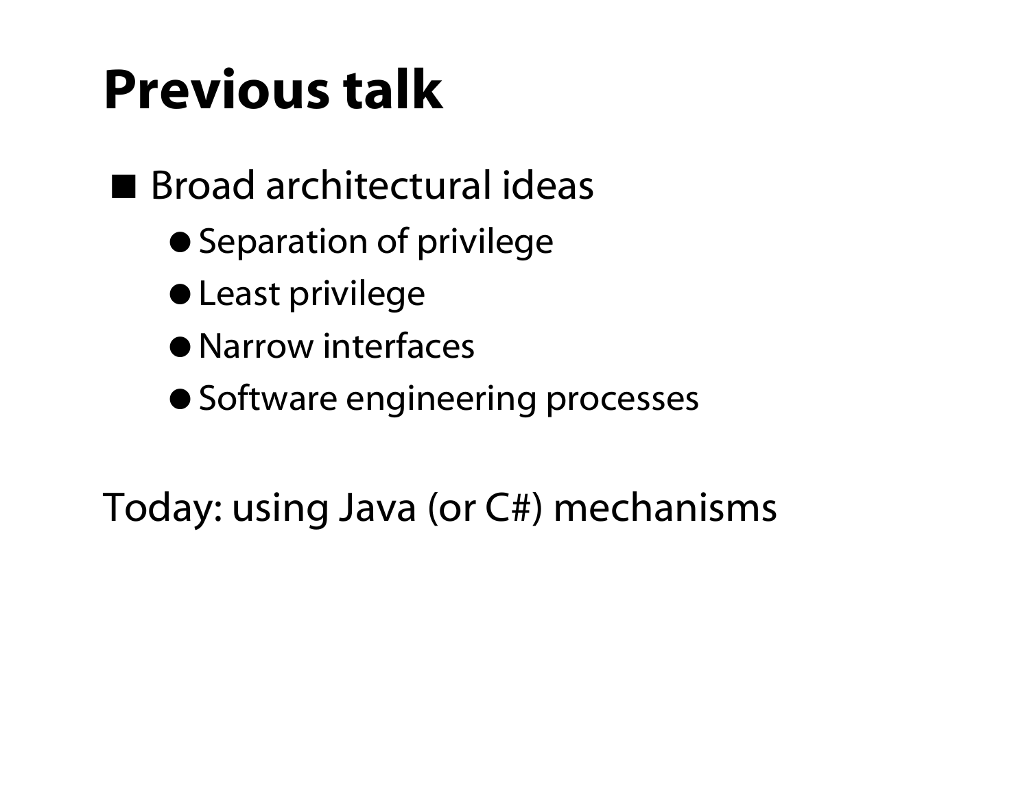# Previous talk

- Broad architectural ideas
  - Separation of privilege
  - Least privilege
  - Narrow interfaces
  - Software engineering processes

Today: using Java (or C#) mechanisms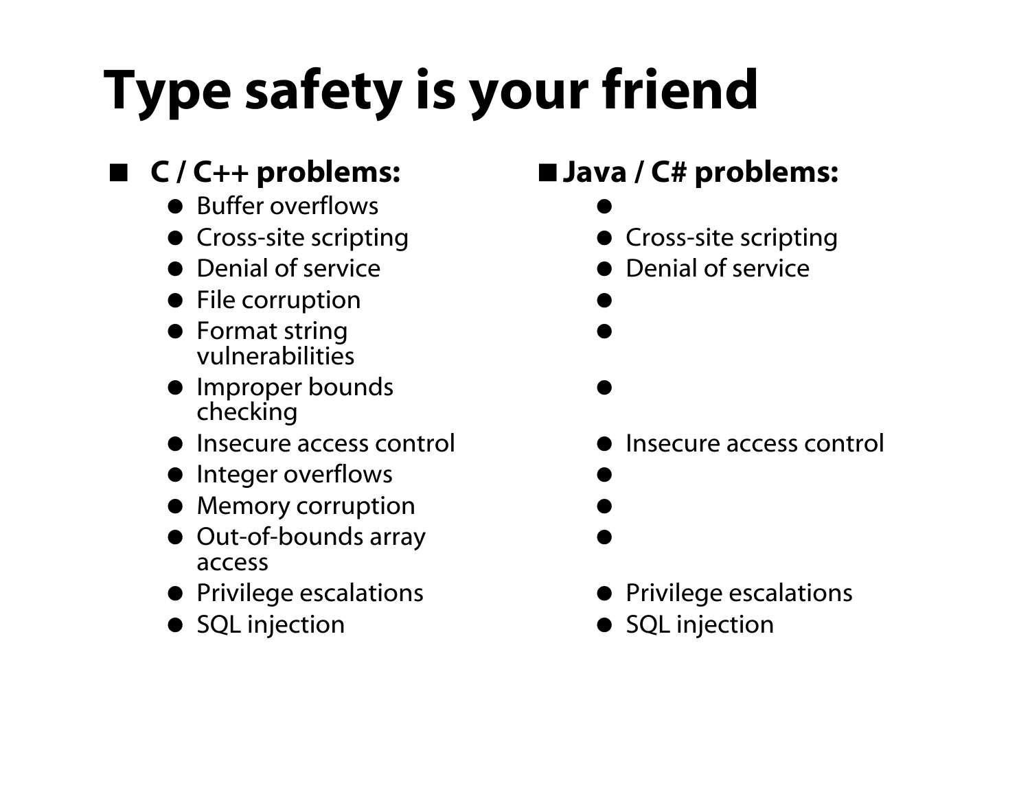# Type safety is your friend

- **C / C++ problems:**
  - Buffer overflows
  - Cross-site scripting
  - Denial of service
  - File corruption
  - Format string vulnerabilities
  - Improper bounds checking
  - Insecure access control
  - Integer overflows
  - Memory corruption
  - Out-of-bounds array access
  - Privilege escalations
  - SQL injection

- **Java / C# problems:**
  -
  - Cross-site scripting
  - Denial of service
  -
  -
  -
  - Insecure access control
  -
  -
  -
  - Privilege escalations
  - SQL injection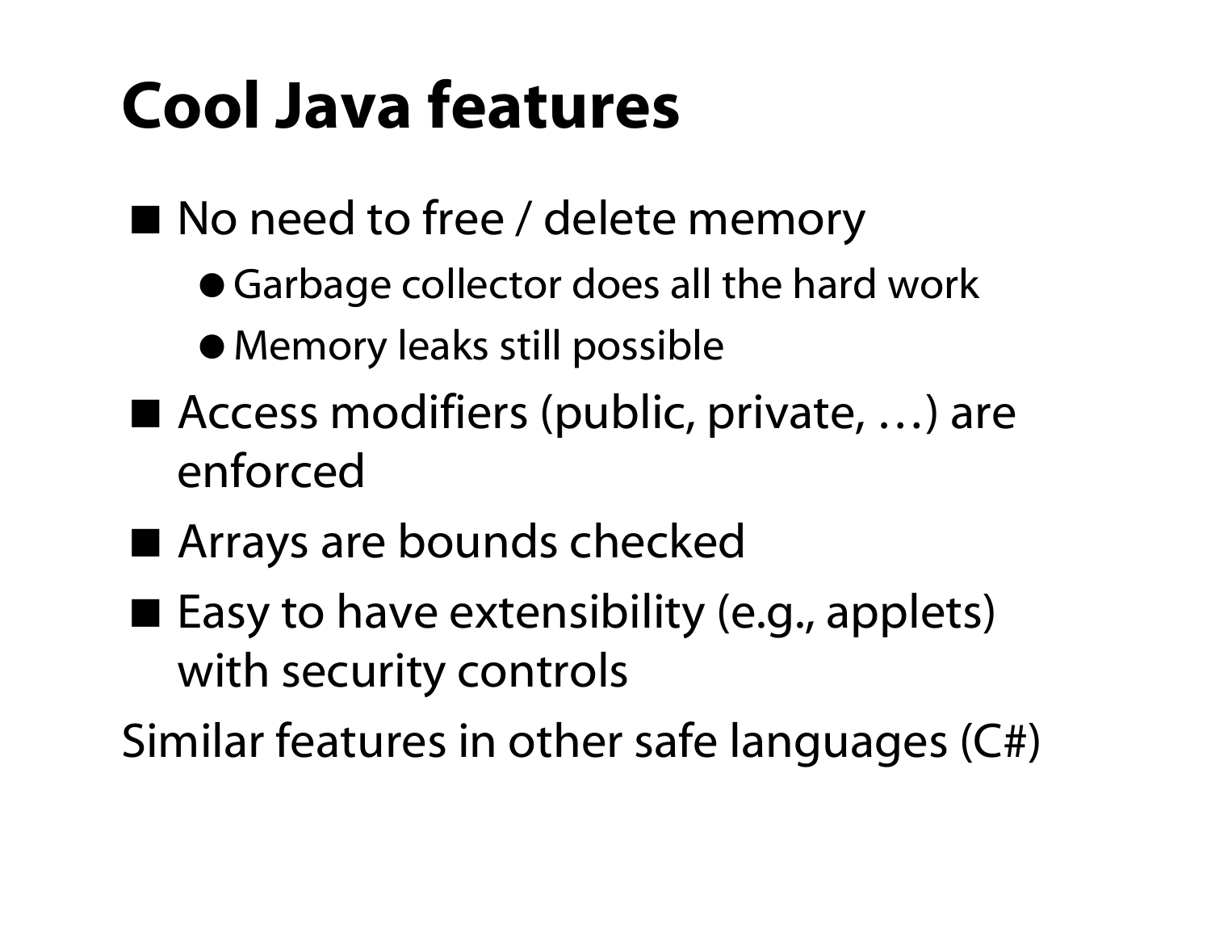# Cool Java features

- No need to free / delete memory
  - Garbage collector does all the hard work
  - Memory leaks still possible
- Access modifiers (public, private, …) are enforced
- Arrays are bounds checked
- Easy to have extensibility (e.g., applets) with security controls

Similar features in other safe languages (C#)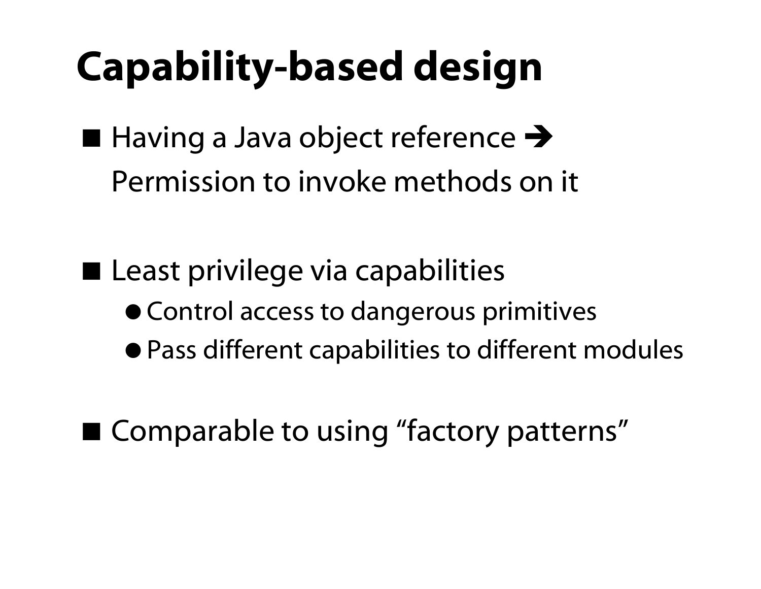# Capability-based design

- Having a Java object reference ➔ Permission to invoke methods on it

- Least privilege via capabilities
  - Control access to dangerous primitives
  - Pass different capabilities to different modules

- Comparable to using "factory patterns"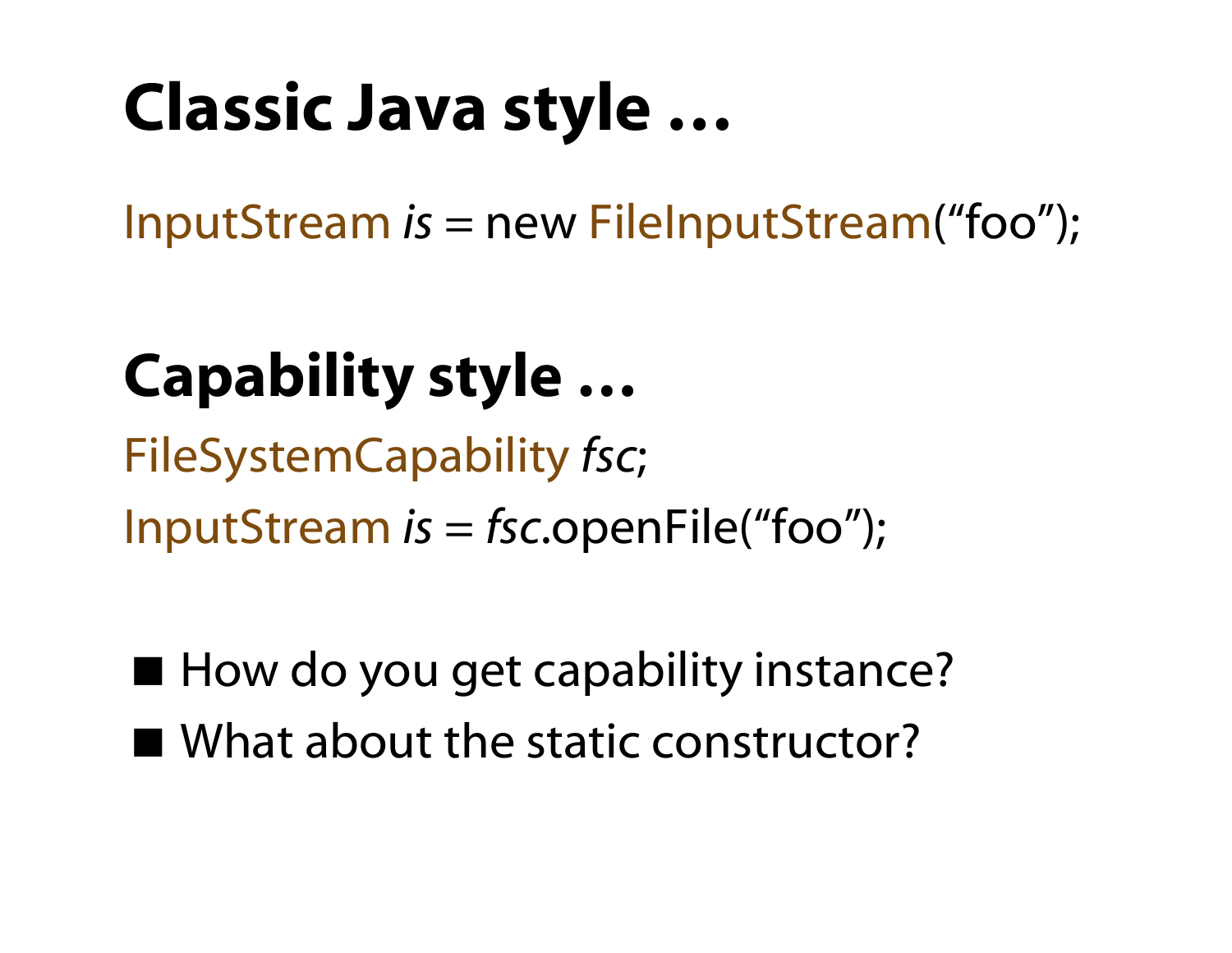# Classic Java style …

```
InputStream is = new FileInputStream("foo");
```

# Capability style …

```
FileSystemCapability fsc;
InputStream is = fsc.openFile("foo");
```

- How do you get capability instance?
- What about the static constructor?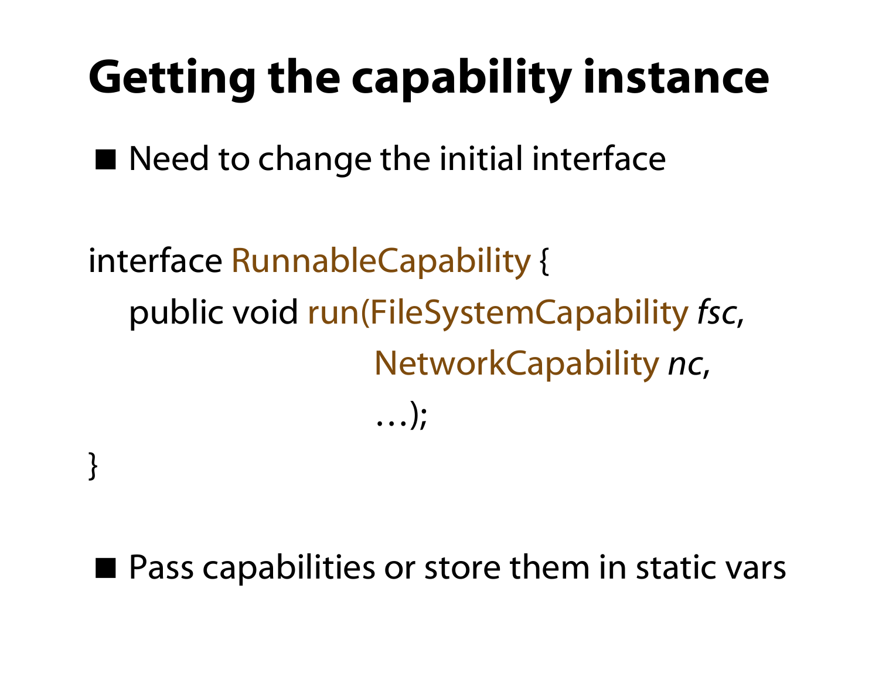# Getting the capability instance

- Need to change the initial interface

```
interface RunnableCapability {
    public void run(FileSystemCapability fsc,
                    NetworkCapability nc,
                    …);
}
```

- Pass capabilities or store them in static vars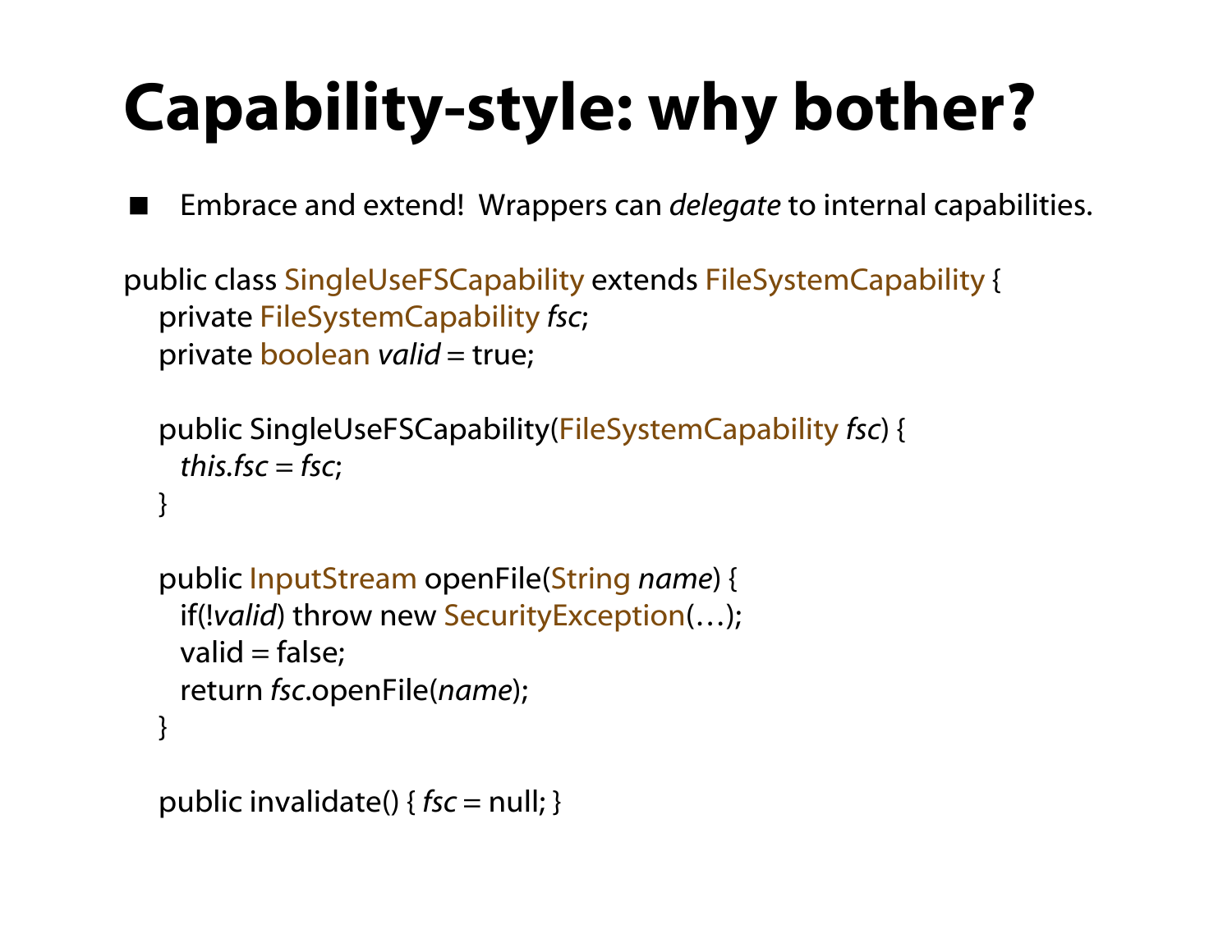# Capability-style: why bother?

- Embrace and extend! Wrappers can *delegate* to internal capabilities.

```
public class SingleUseFSCapability extends FileSystemCapability {
  private FileSystemCapability fsc;
  private boolean valid = true;

  public SingleUseFSCapability(FileSystemCapability fsc) {
    this.fsc = fsc;
  }

  public InputStream openFile(String name) {
    if(!valid) throw new SecurityException(…);
    valid = false;
    return fsc.openFile(name);
  }

  public invalidate() { fsc = null; }
```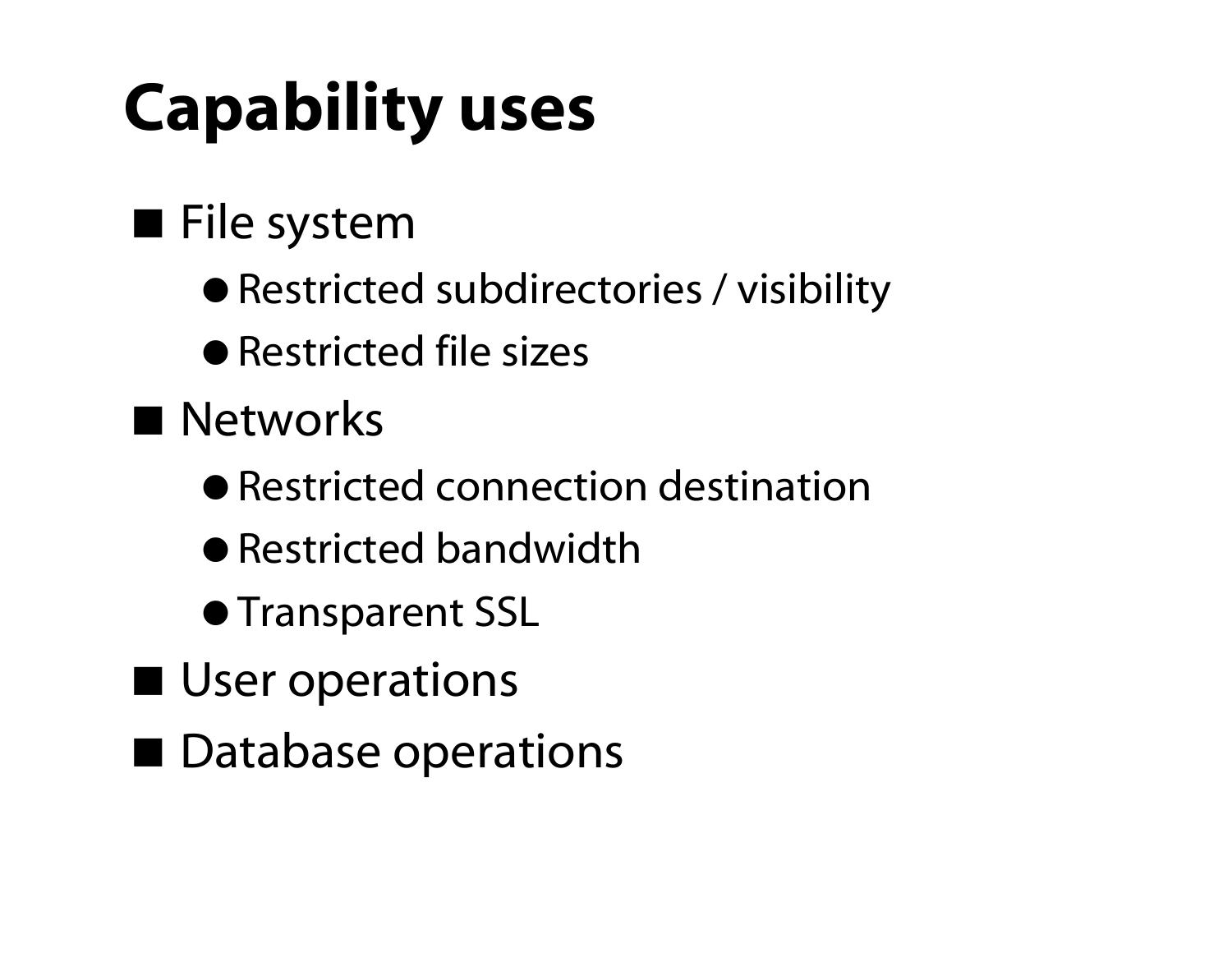# Capability uses

- File system
  - Restricted subdirectories / visibility
  - Restricted file sizes
- Networks
  - Restricted connection destination
  - Restricted bandwidth
  - Transparent SSL
- User operations
- Database operations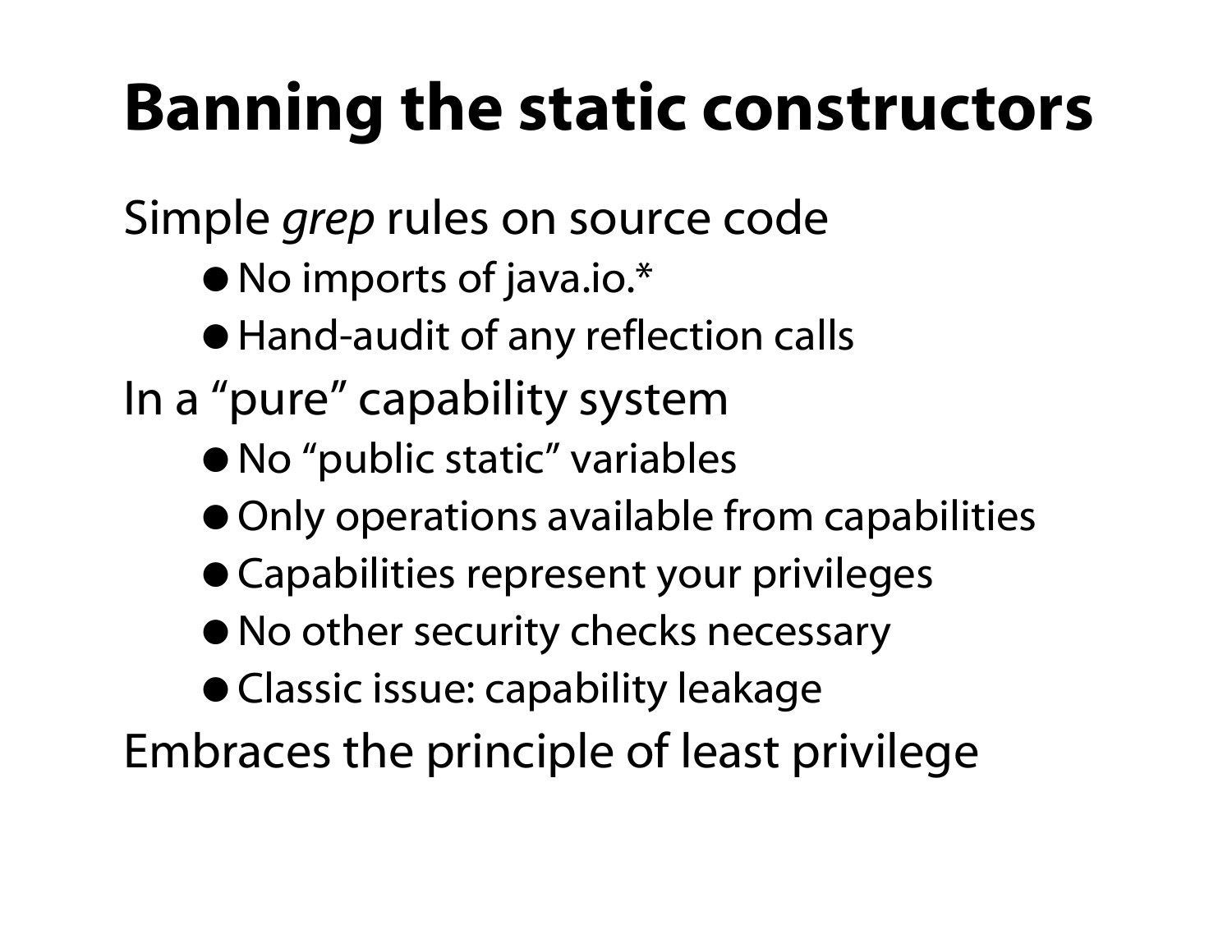# Banning the static constructors

Simple *grep* rules on source code

- No imports of java.io.*
- Hand-audit of any reflection calls

In a “pure” capability system

- No “public static” variables
- Only operations available from capabilities
- Capabilities represent your privileges
- No other security checks necessary
- Classic issue: capability leakage

Embraces the principle of least privilege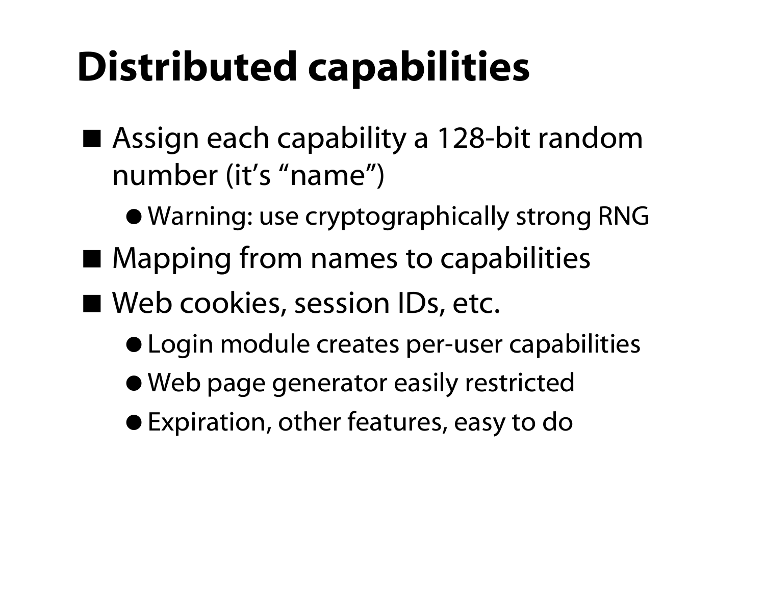# Distributed capabilities

- Assign each capability a 128-bit random number (it's "name")
  - Warning: use cryptographically strong RNG
- Mapping from names to capabilities
- Web cookies, session IDs, etc.
  - Login module creates per-user capabilities
  - Web page generator easily restricted
  - Expiration, other features, easy to do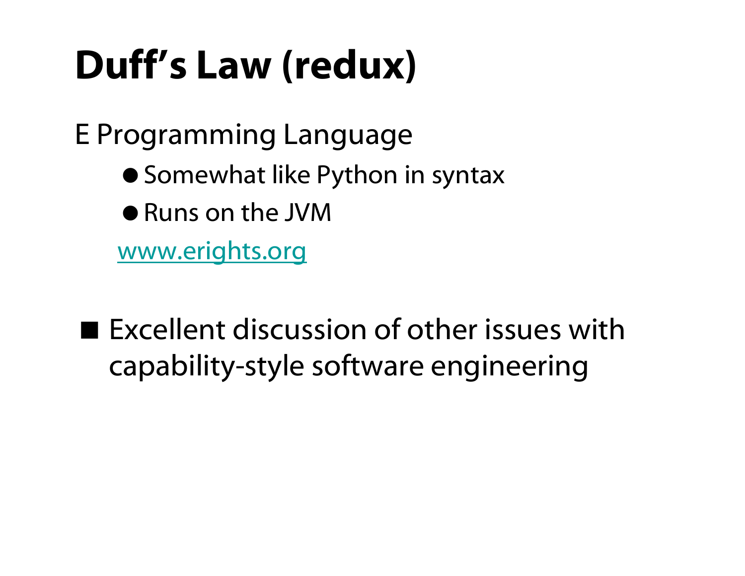# Duff's Law (redux)

E Programming Language

- Somewhat like Python in syntax
- Runs on the JVM

www.erights.org

- Excellent discussion of other issues with capability-style software engineering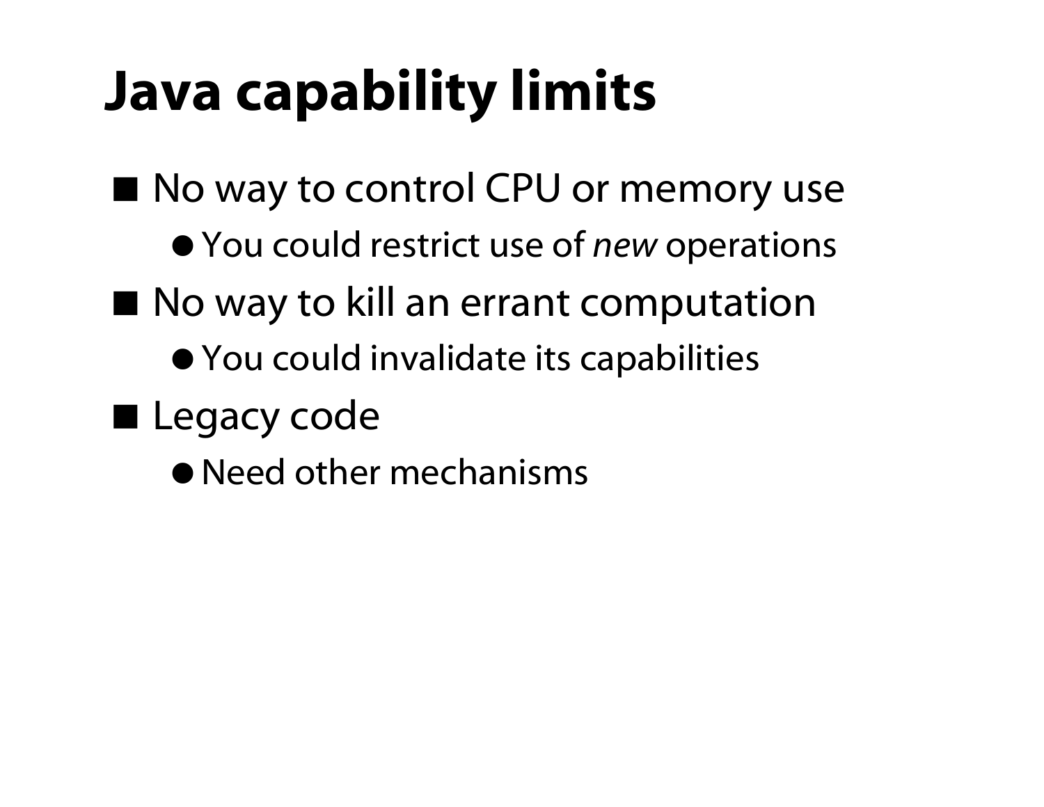# Java capability limits

- No way to control CPU or memory use
  - You could restrict use of *new* operations
- No way to kill an errant computation
  - You could invalidate its capabilities
- Legacy code
  - Need other mechanisms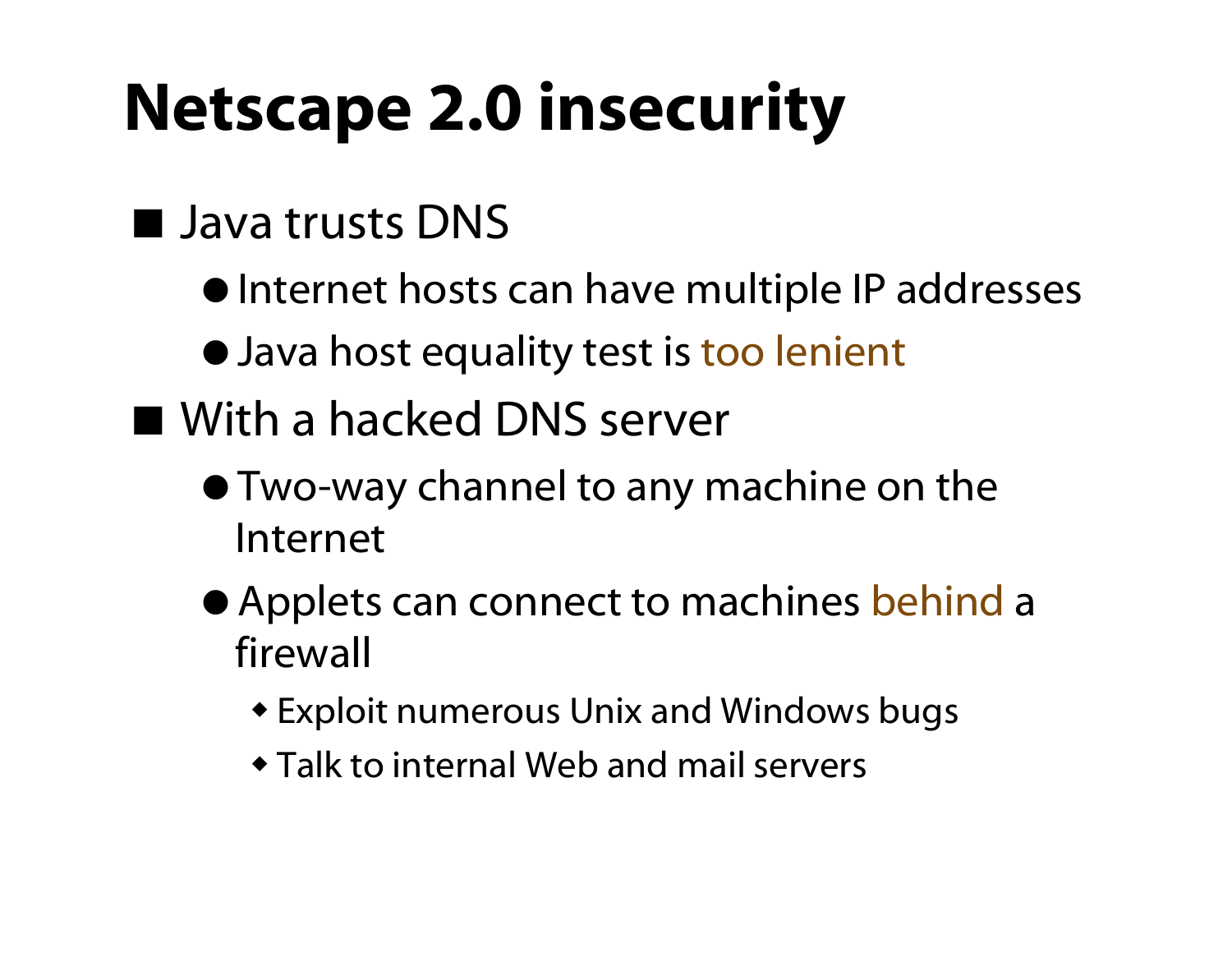# Netscape 2.0 insecurity

- Java trusts DNS
  - Internet hosts can have multiple IP addresses
  - Java host equality test is too lenient
- With a hacked DNS server
  - Two-way channel to any machine on the Internet
  - Applets can connect to machines behind a firewall
    - Exploit numerous Unix and Windows bugs
    - Talk to internal Web and mail servers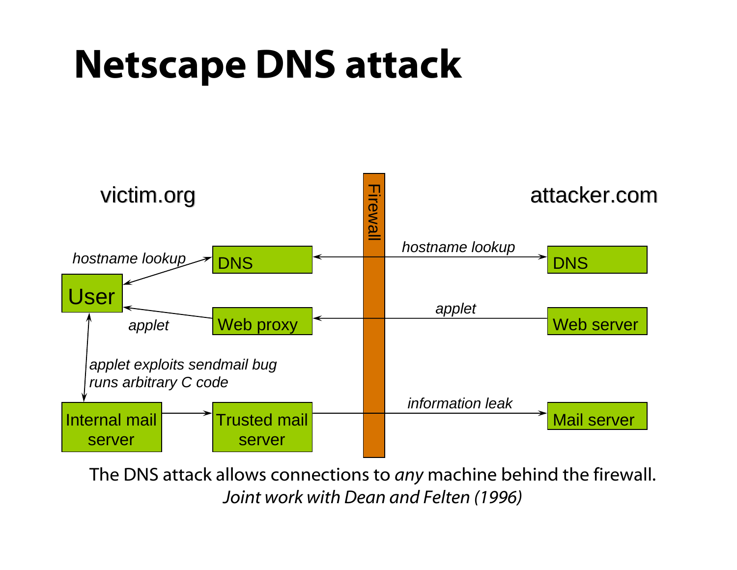# Netscape DNS attack

victim.org

attacker.com

Firewall

hostname lookup

DNS

User

applet

Web proxy

hostname lookup

DNS

applet

Web server

applet exploits sendmail bug
runs arbitrary C code

Internal mail server

Trusted mail server

information leak

Mail server

The DNS attack allows connections to *any* machine behind the firewall.

*Joint work with Dean and Felten (1996)*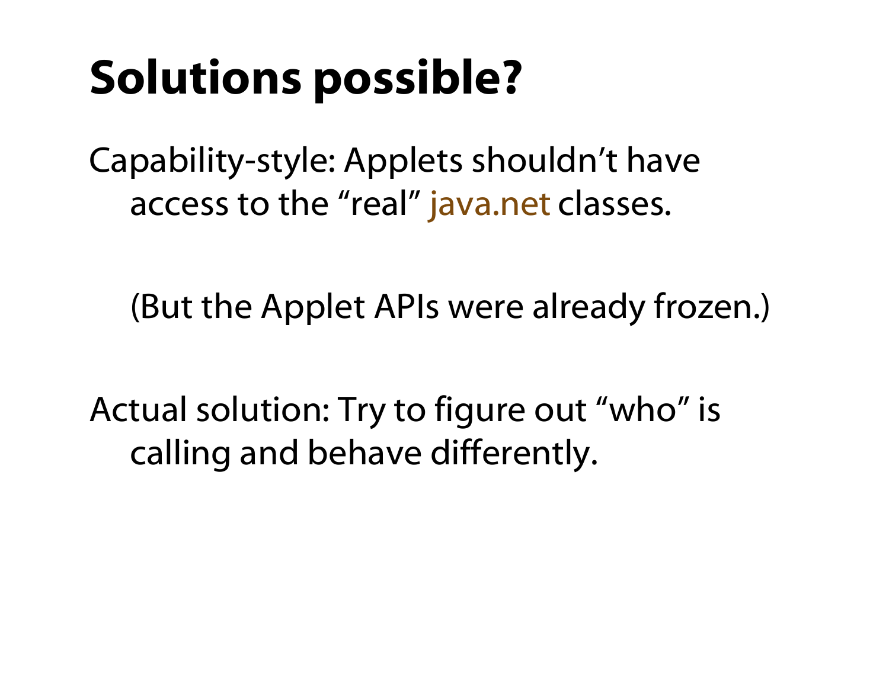# Solutions possible?

Capability-style: Applets shouldn't have access to the "real" java.net classes.

(But the Applet APIs were already frozen.)

Actual solution: Try to figure out "who" is calling and behave differently.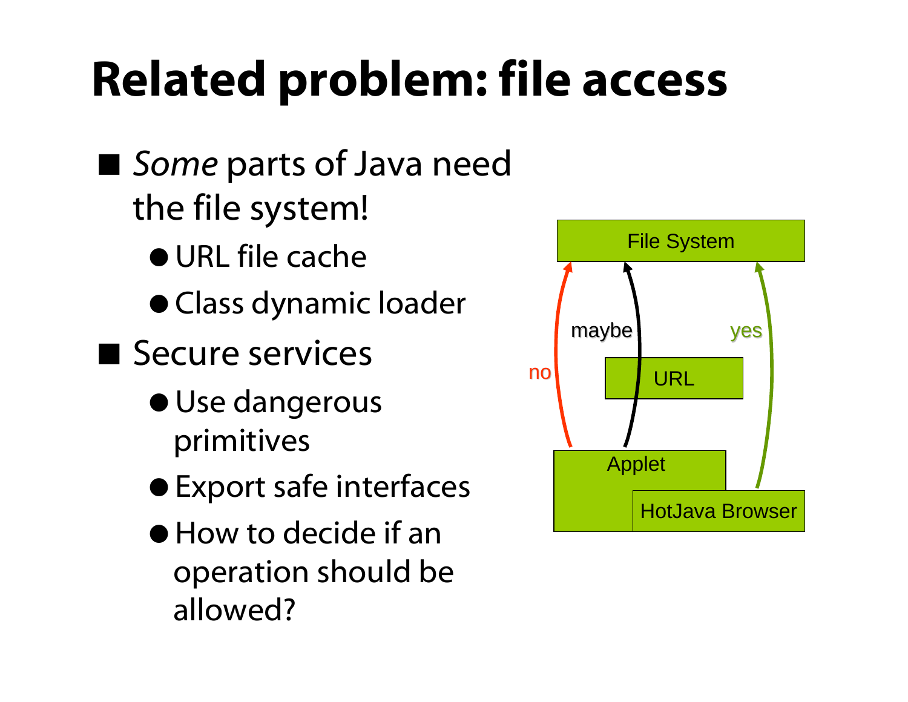# Related problem: file access

- *Some* parts of Java need the file system!
  - URL file cache
  - Class dynamic loader
- Secure services
  - Use dangerous primitives
  - Export safe interfaces
  - How to decide if an operation should be allowed?

File System

no

maybe

yes

URL

Applet

HotJava Browser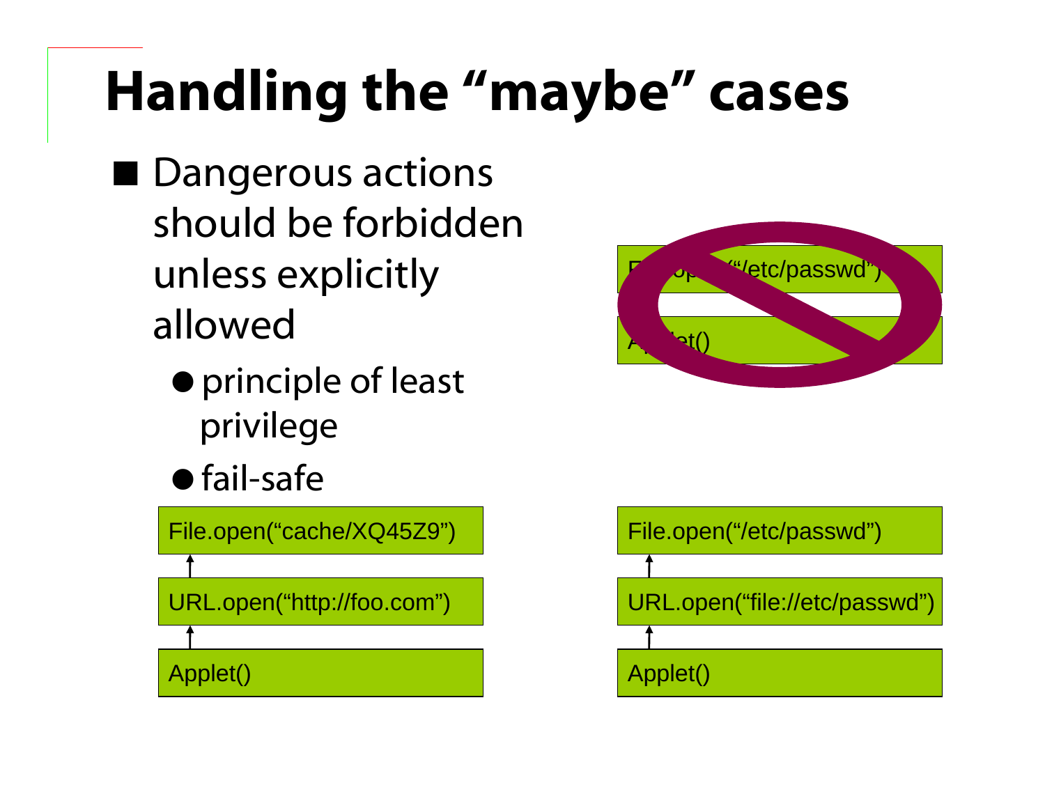# Handling the "maybe" cases

- Dangerous actions should be forbidden unless explicitly allowed
  - principle of least privilege
  - fail-safe

File.open("cache/XQ45Z9")

URL.open("http://foo.com")

Applet()

File.open("/etc/passwd")

Applet()

File.open("/etc/passwd")

URL.open("file://etc/passwd")

Applet()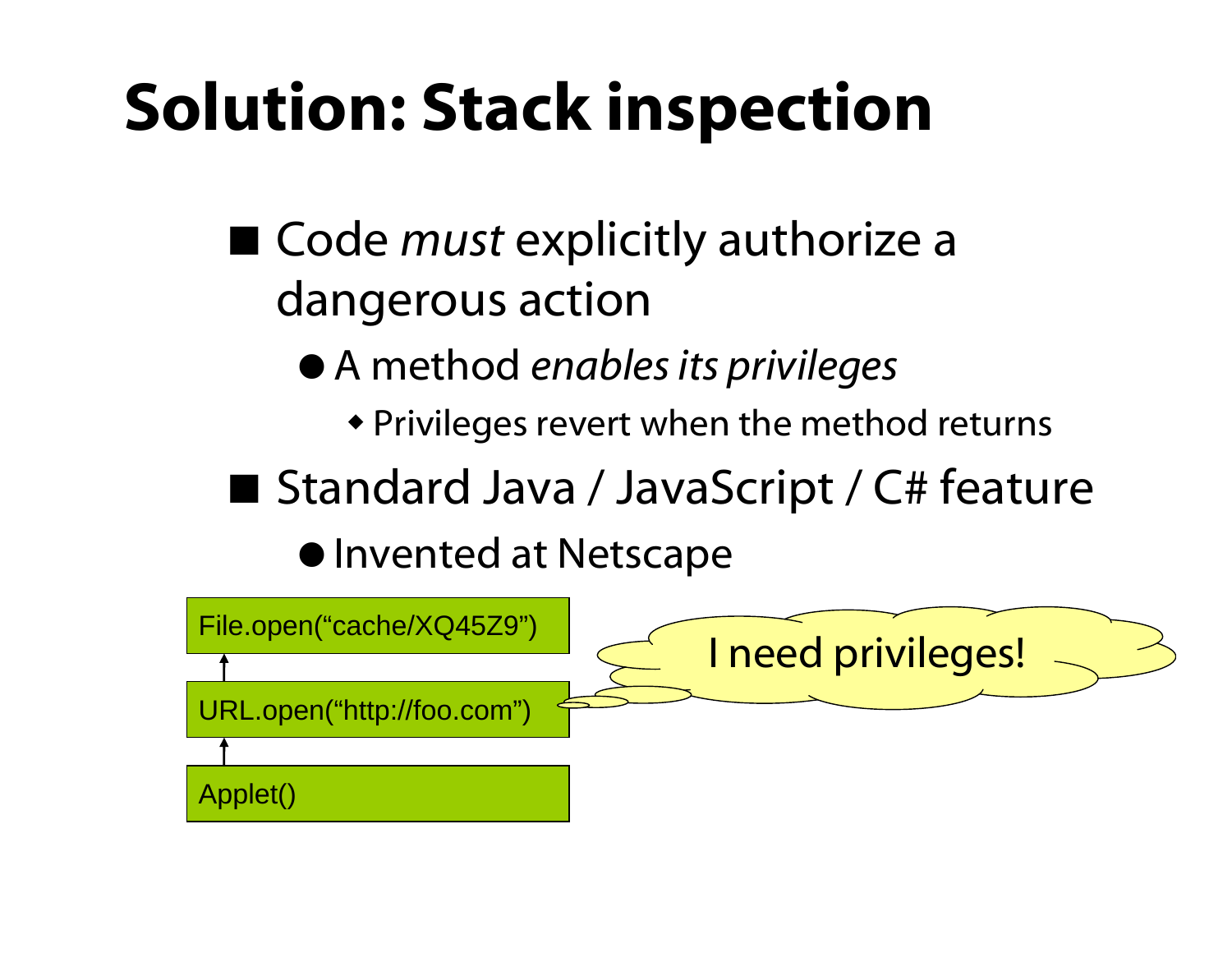# Solution: Stack inspection

- Code *must* explicitly authorize a dangerous action
  - A method *enables its privileges*
    - Privileges revert when the method returns
- Standard Java / JavaScript / C# feature
  - Invented at Netscape

File.open(“cache/XQ45Z9”)

URL.open(“http://foo.com”)

Applet()

I need privileges!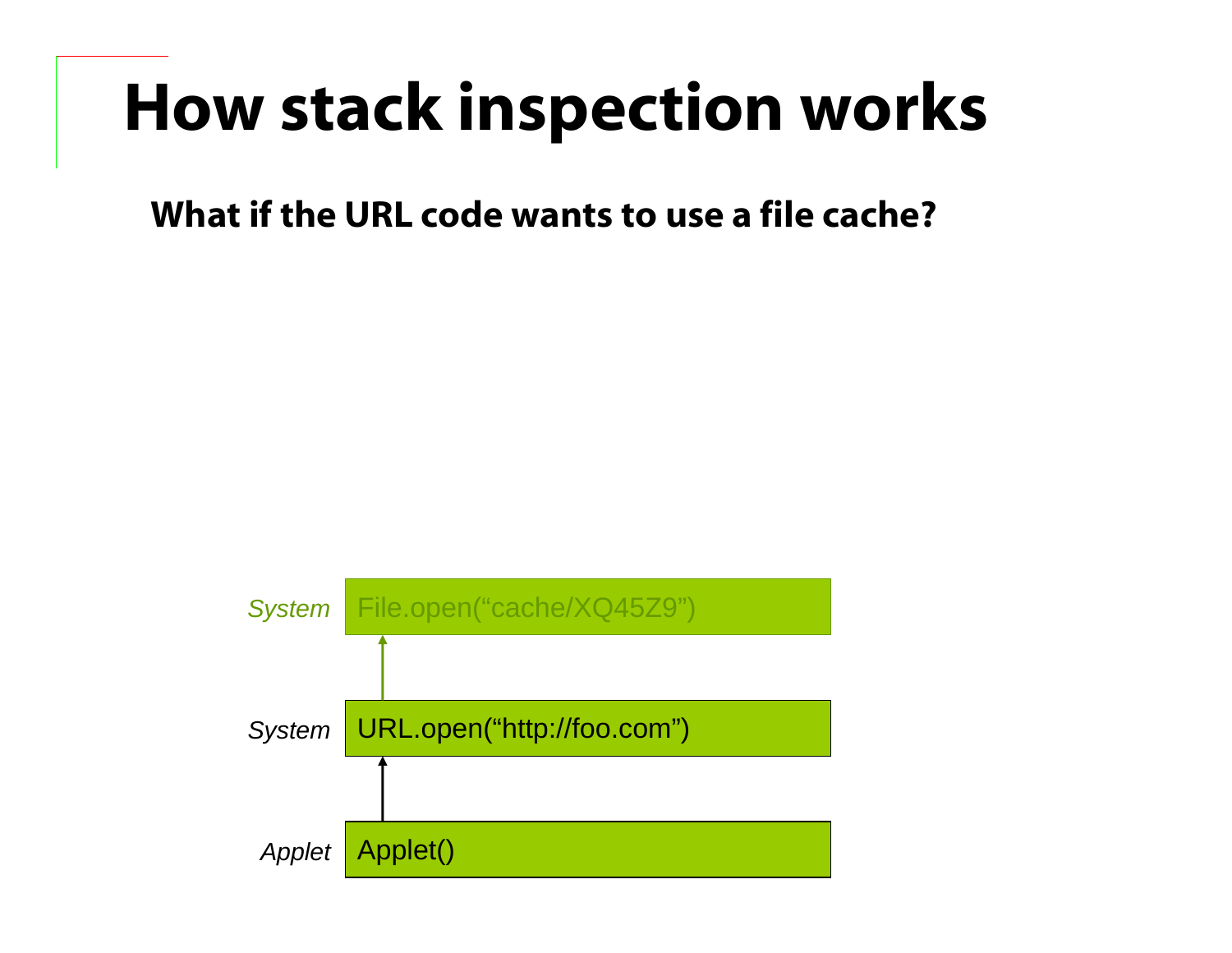# How stack inspection works

**What if the URL code wants to use a file cache?**

| | |
|---|---|
| *System* | File.open("cache/XQ45Z9") |
| *System* | URL.open("http://foo.com") |
| *Applet* | Applet() |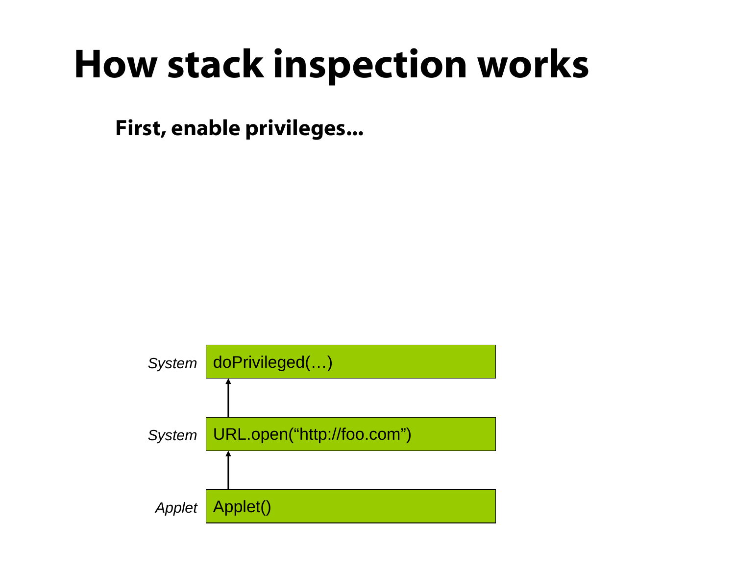# How stack inspection works

**First, enable privileges…**

| | |
|---|---|
| *System* | doPrivileged(…) |
| *System* | URL.open("http://foo.com") |
| *Applet* | Applet() |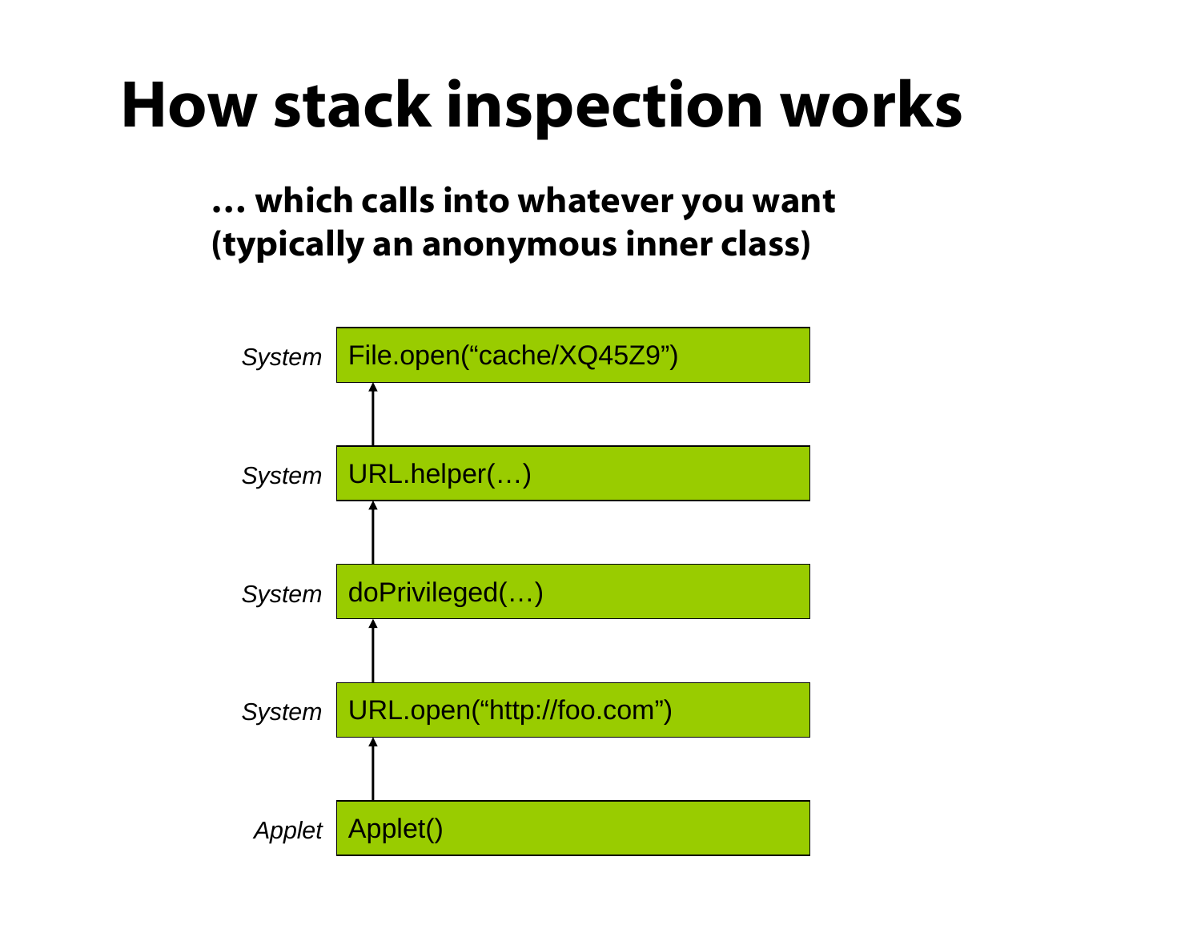# How stack inspection works

**… which calls into whatever you want (typically an anonymous inner class)**

| | |
|---|---|
| *System* | File.open("cache/XQ45Z9") |
| *System* | URL.helper(…) |
| *System* | doPrivileged(…) |
| *System* | URL.open("http://foo.com") |
| *Applet* | Applet() |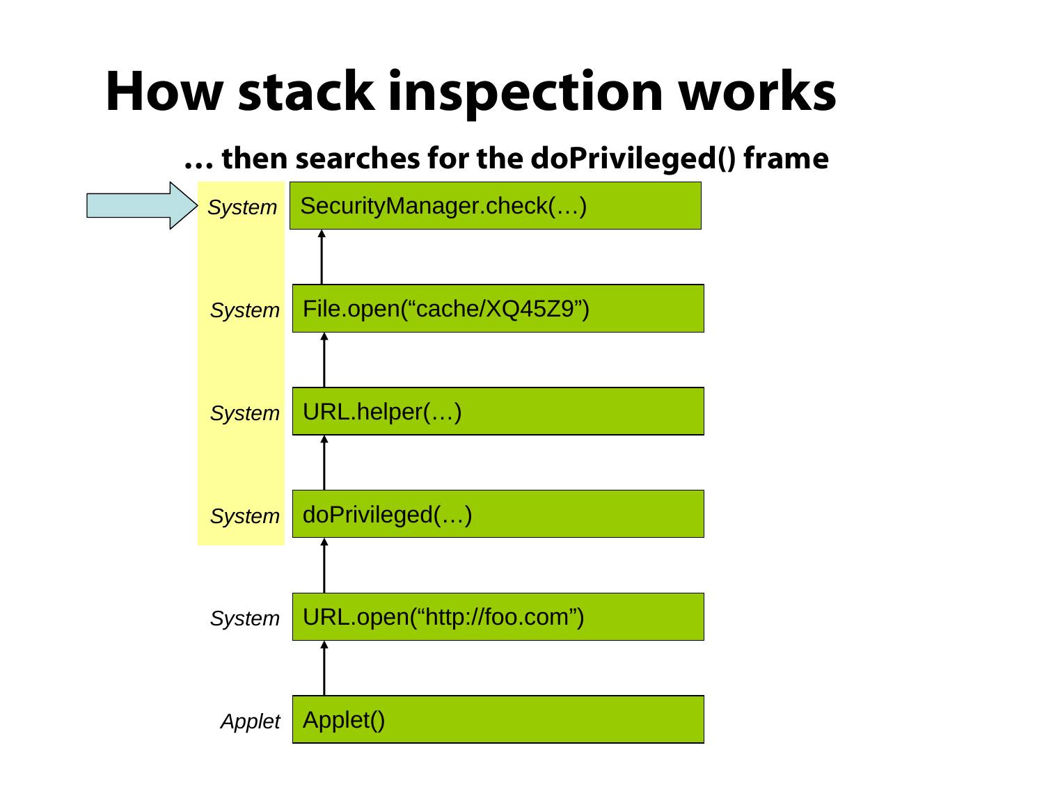# How stack inspection works

**… then searches for the doPrivileged() frame**

| Domain | Frame |
| --- | --- |
| *System* | SecurityManager.check(…) |
| *System* | File.open(“cache/XQ45Z9”) |
| *System* | URL.helper(…) |
| *System* | doPrivileged(…) |
| *System* | URL.open(“http://foo.com”) |
| *Applet* | Applet() |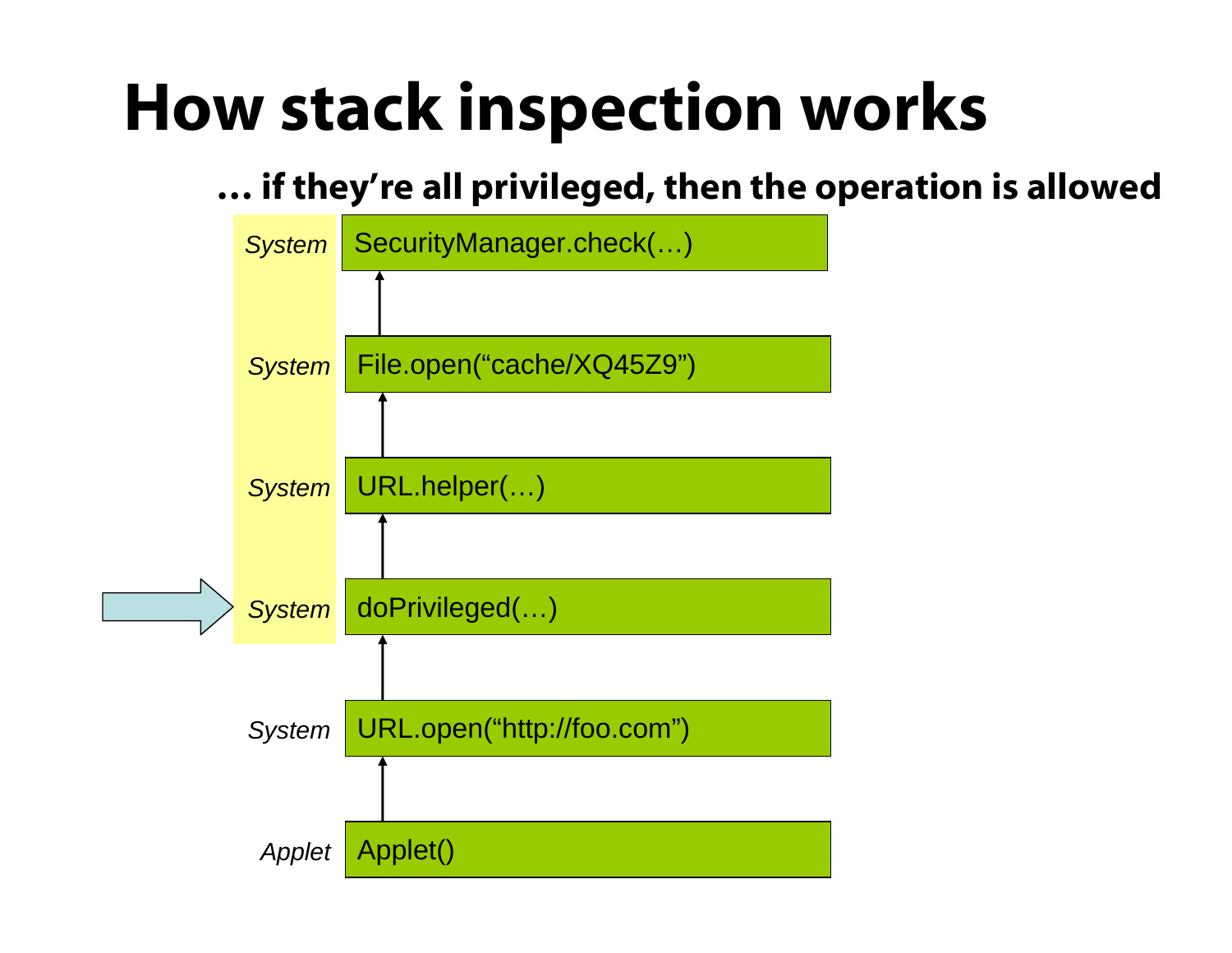# How stack inspection works

**… if they're all privileged, then the operation is allowed**

| | |
|---|---|
| *System* | SecurityManager.check(…) |
| *System* | File.open("cache/XQ45Z9") |
| *System* | URL.helper(…) |
| *System* | doPrivileged(…) |
| *System* | URL.open("http://foo.com") |
| *Applet* | Applet() |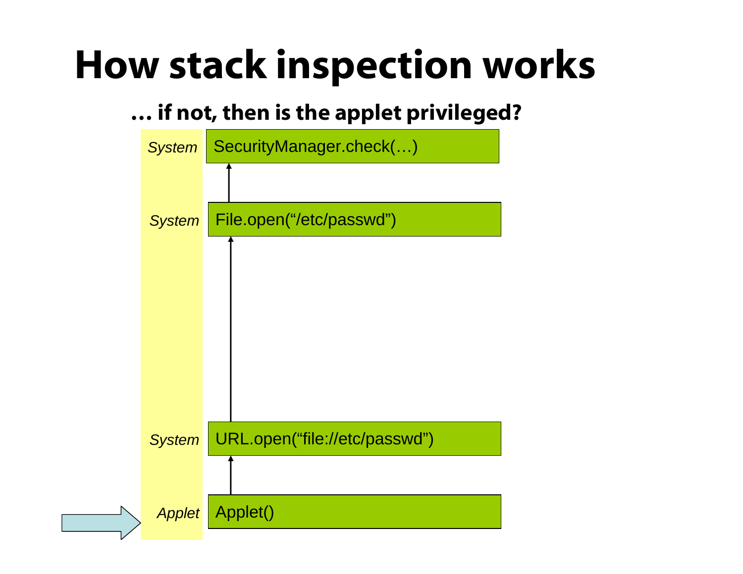# How stack inspection works

**… if not, then is the applet privileged?**

| | |
|---|---|
| *System* | SecurityManager.check(…) |
| *System* | File.open("/etc/passwd") |
| *System* | URL.open("file://etc/passwd") |
| *Applet* | Applet() |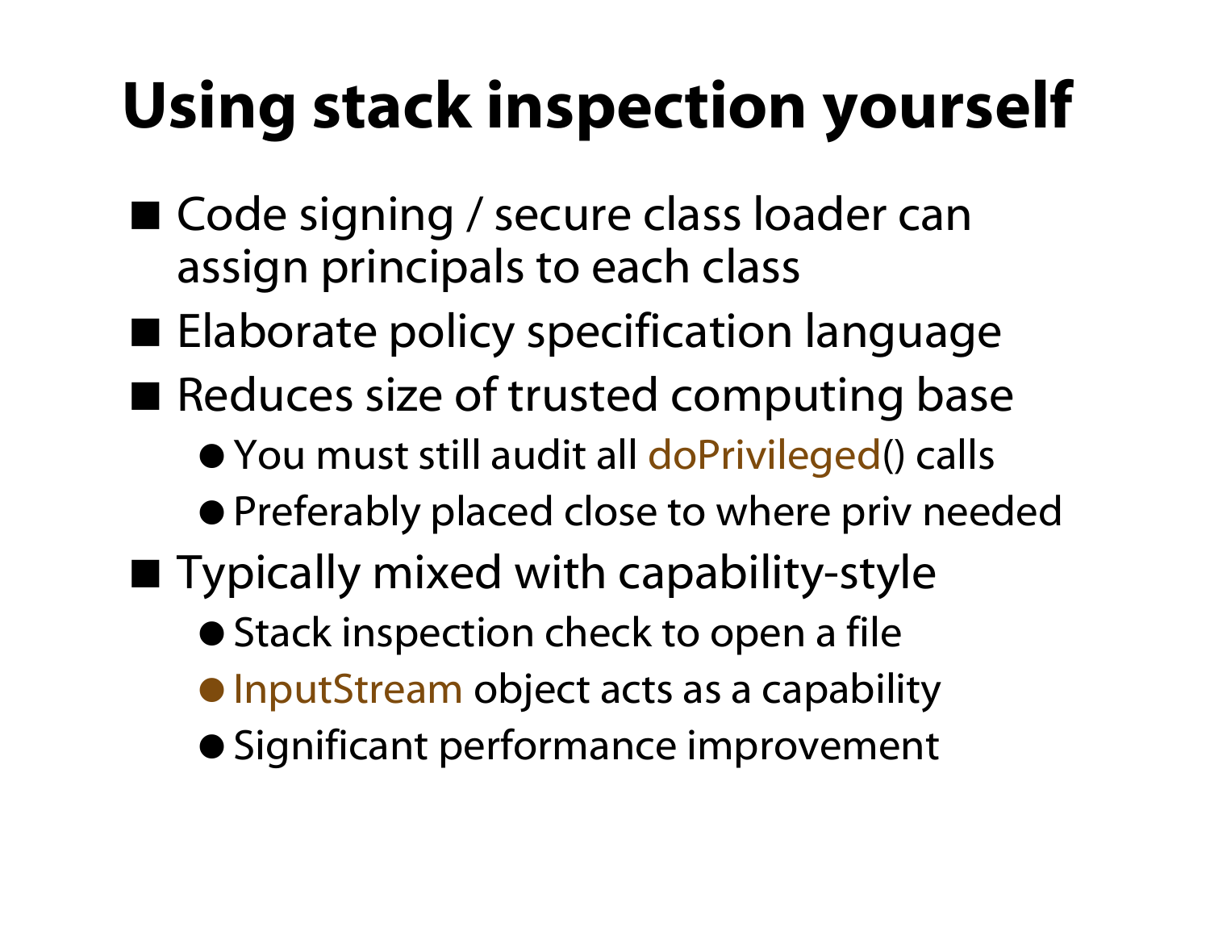# Using stack inspection yourself

- Code signing / secure class loader can assign principals to each class
- Elaborate policy specification language
- Reduces size of trusted computing base
  - You must still audit all doPrivileged() calls
  - Preferably placed close to where priv needed
- Typically mixed with capability-style
  - Stack inspection check to open a file
  - InputStream object acts as a capability
  - Significant performance improvement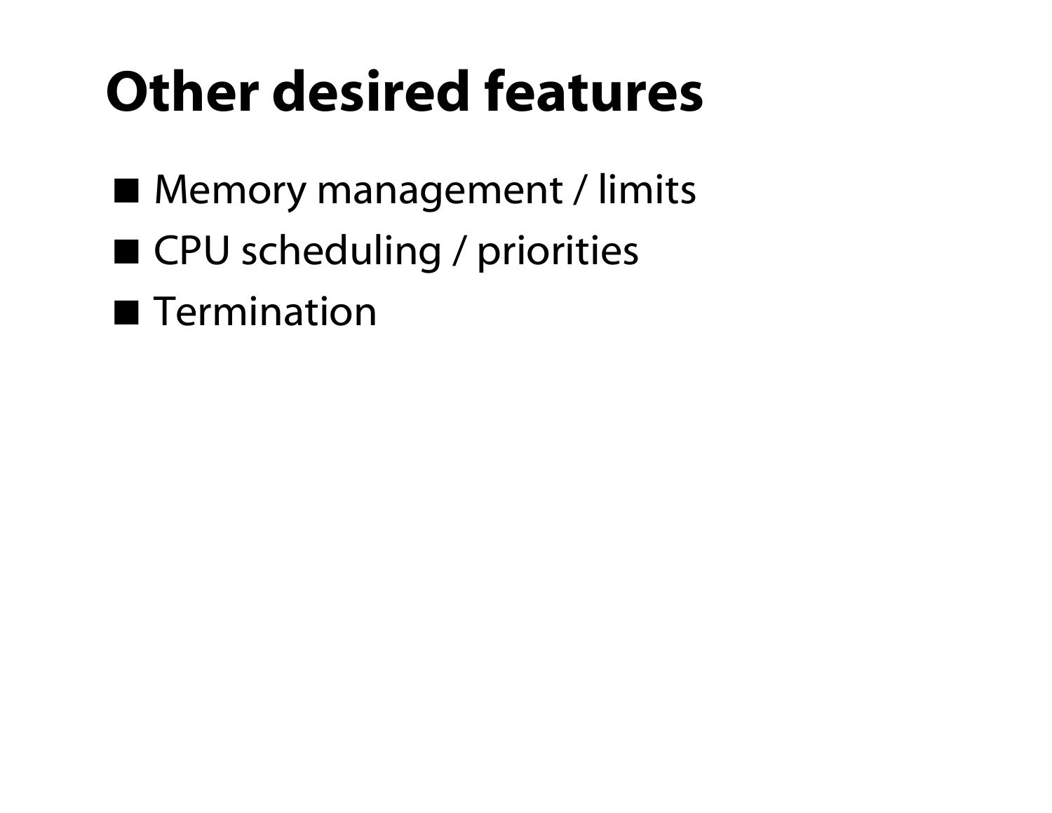# Other desired features

- Memory management / limits
- CPU scheduling / priorities
- Termination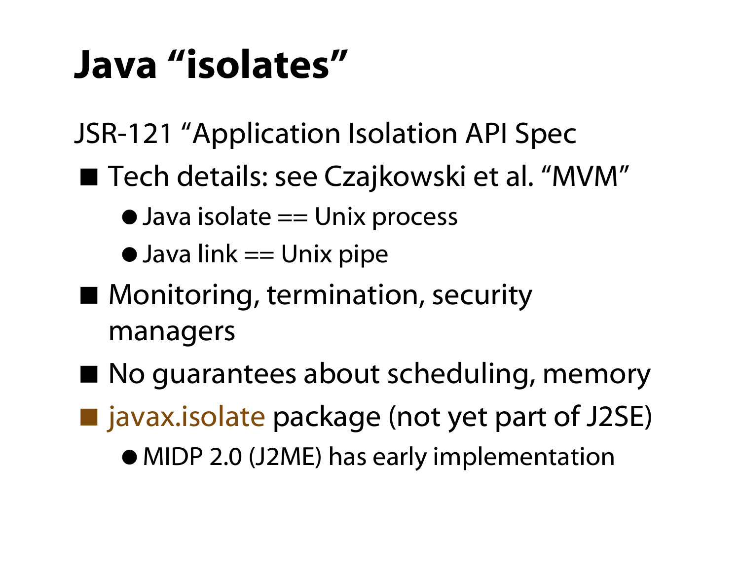# Java "isolates"

JSR-121 "Application Isolation API Spec

- Tech details: see Czajkowski et al. "MVM"
  - Java isolate == Unix process
  - Java link == Unix pipe
- Monitoring, termination, security managers
- No guarantees about scheduling, memory
- javax.isolate package (not yet part of J2SE)
  - MIDP 2.0 (J2ME) has early implementation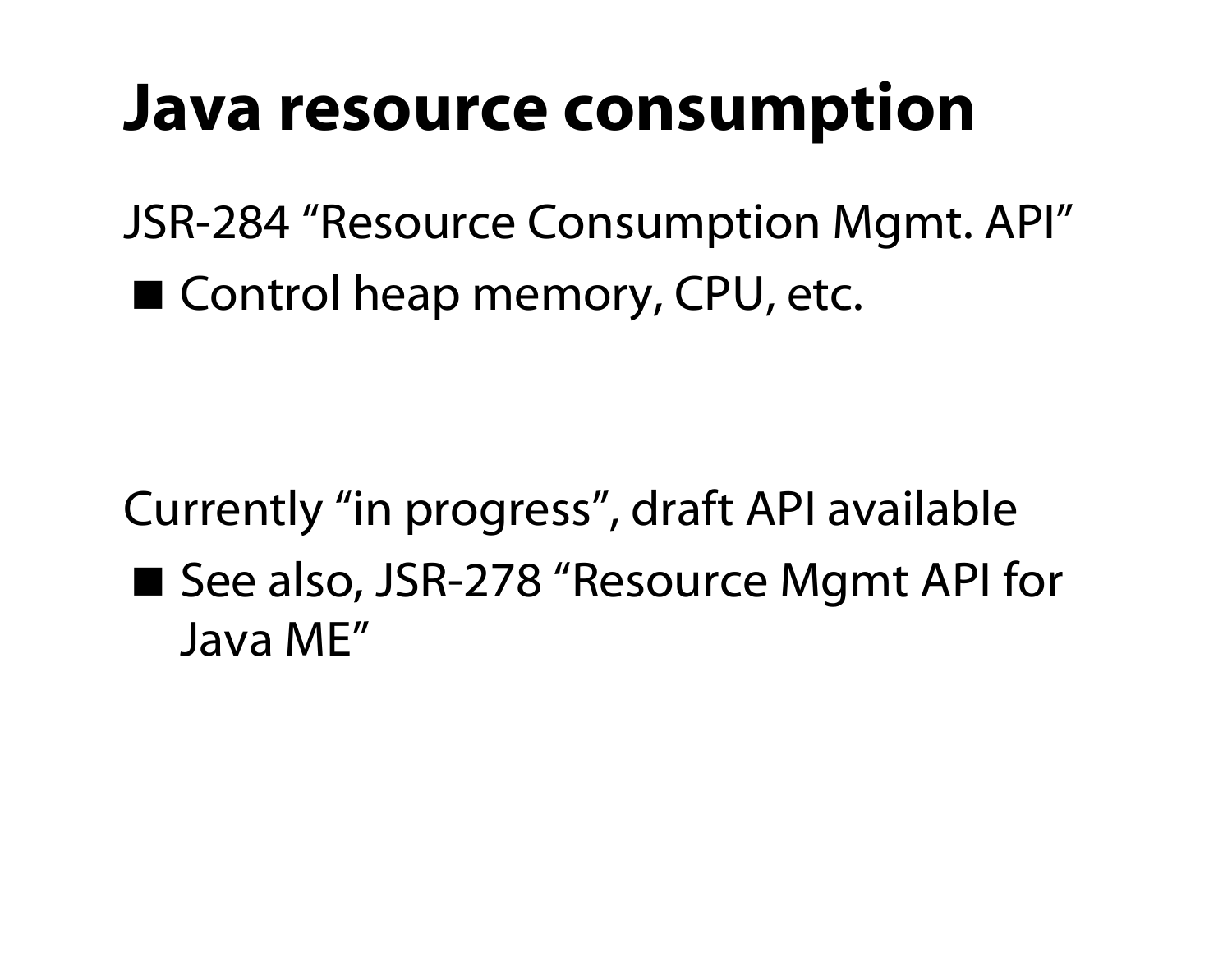# Java resource consumption

JSR-284 “Resource Consumption Mgmt. API”

- Control heap memory, CPU, etc.

Currently “in progress”, draft API available

- See also, JSR-278 “Resource Mgmt API for Java ME”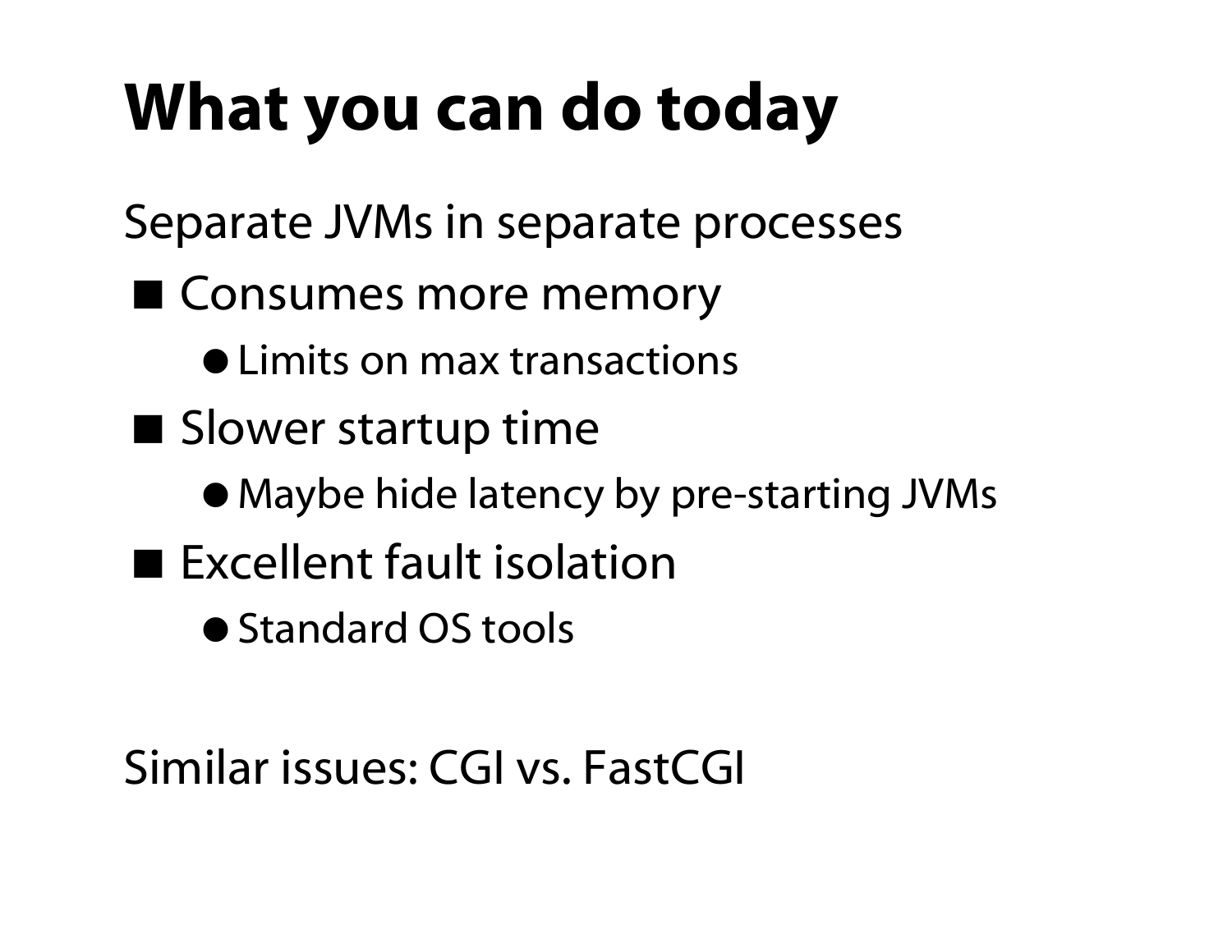# What you can do today

Separate JVMs in separate processes

- Consumes more memory
  - Limits on max transactions
- Slower startup time
  - Maybe hide latency by pre-starting JVMs
- Excellent fault isolation
  - Standard OS tools

Similar issues: CGI vs. FastCGI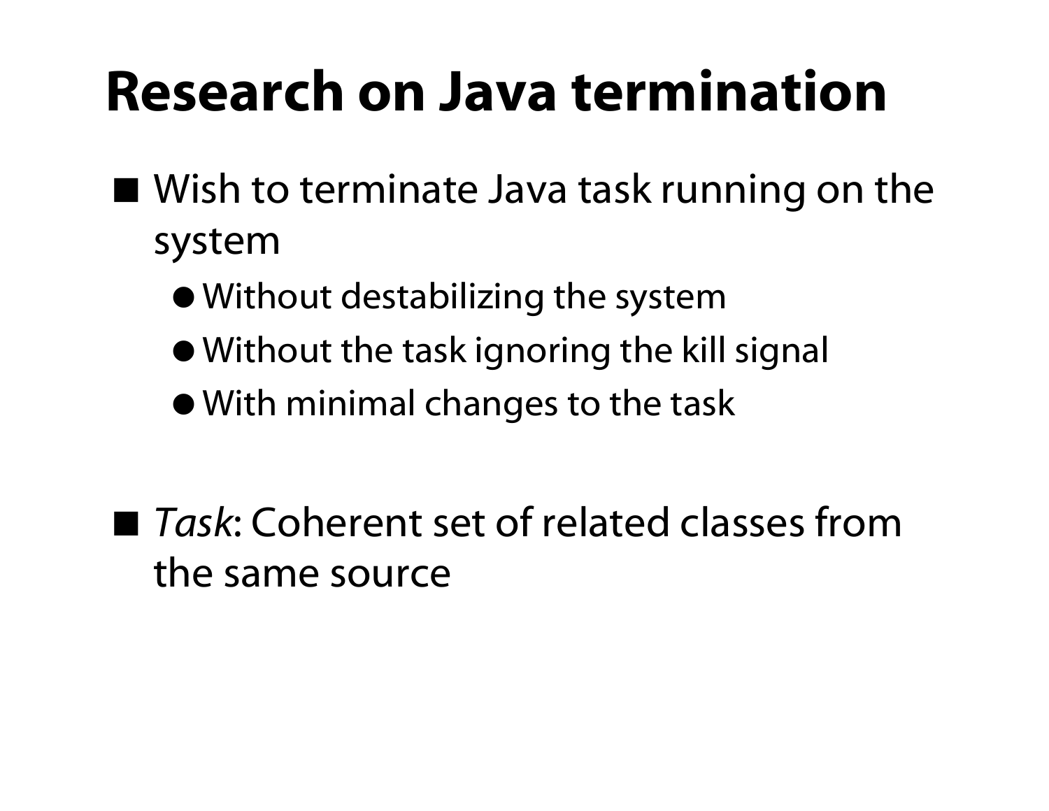# Research on Java termination

- Wish to terminate Java task running on the system
  - Without destabilizing the system
  - Without the task ignoring the kill signal
  - With minimal changes to the task

- *Task*: Coherent set of related classes from the same source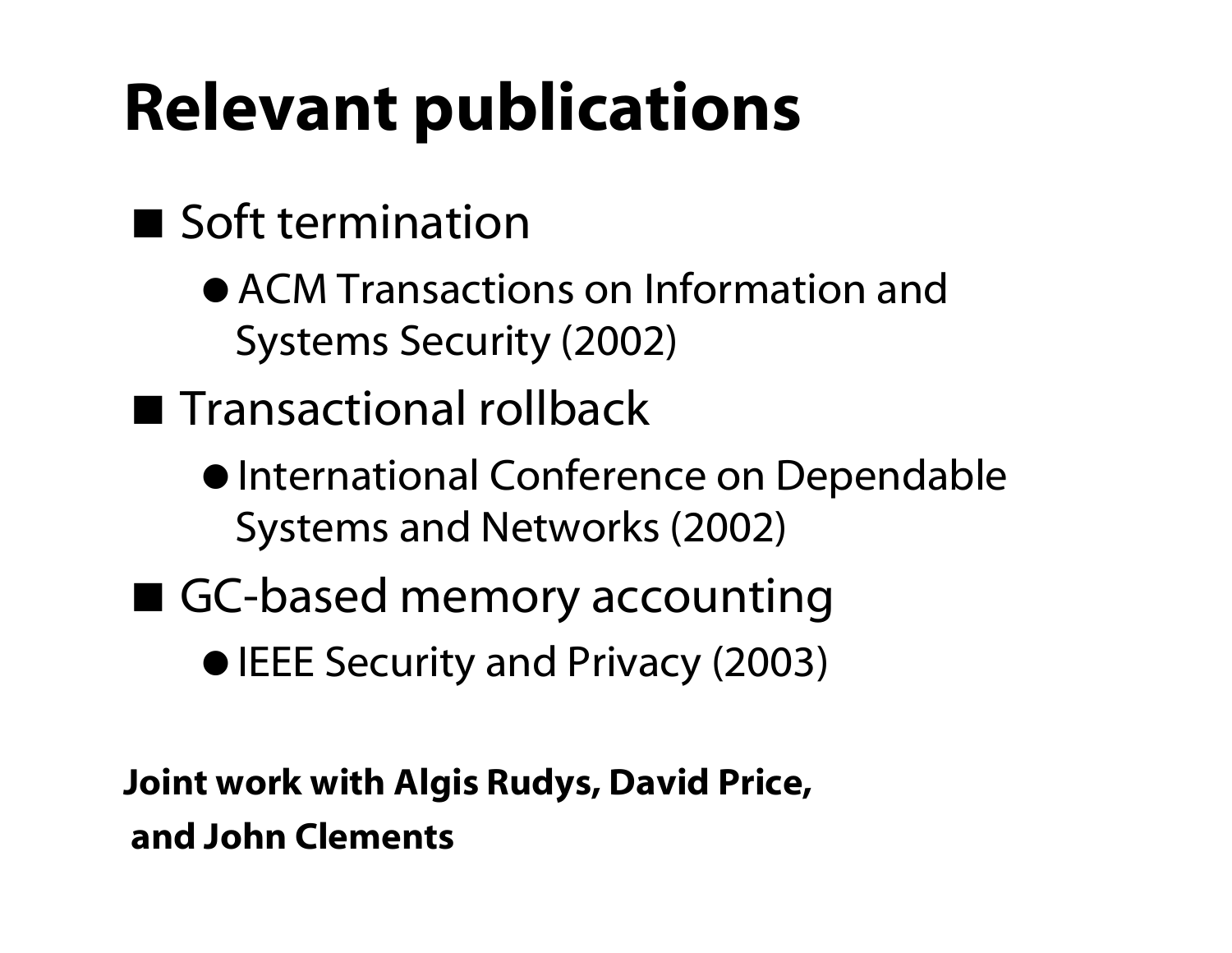# Relevant publications

- Soft termination
  - ACM Transactions on Information and Systems Security (2002)
- Transactional rollback
  - International Conference on Dependable Systems and Networks (2002)
- GC-based memory accounting
  - IEEE Security and Privacy (2003)

**Joint work with Algis Rudys, David Price, and John Clements**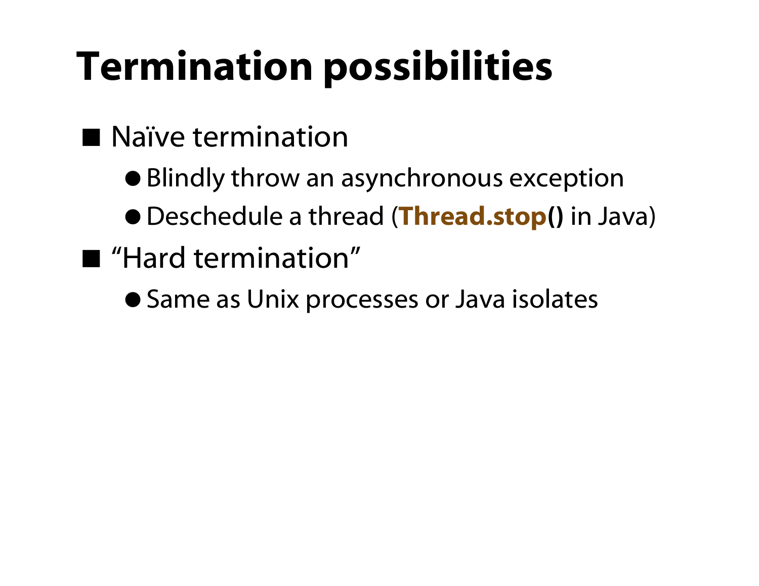# Termination possibilities

- Naïve termination
  - Blindly throw an asynchronous exception
  - Deschedule a thread (**Thread.stop()** in Java)
- "Hard termination"
  - Same as Unix processes or Java isolates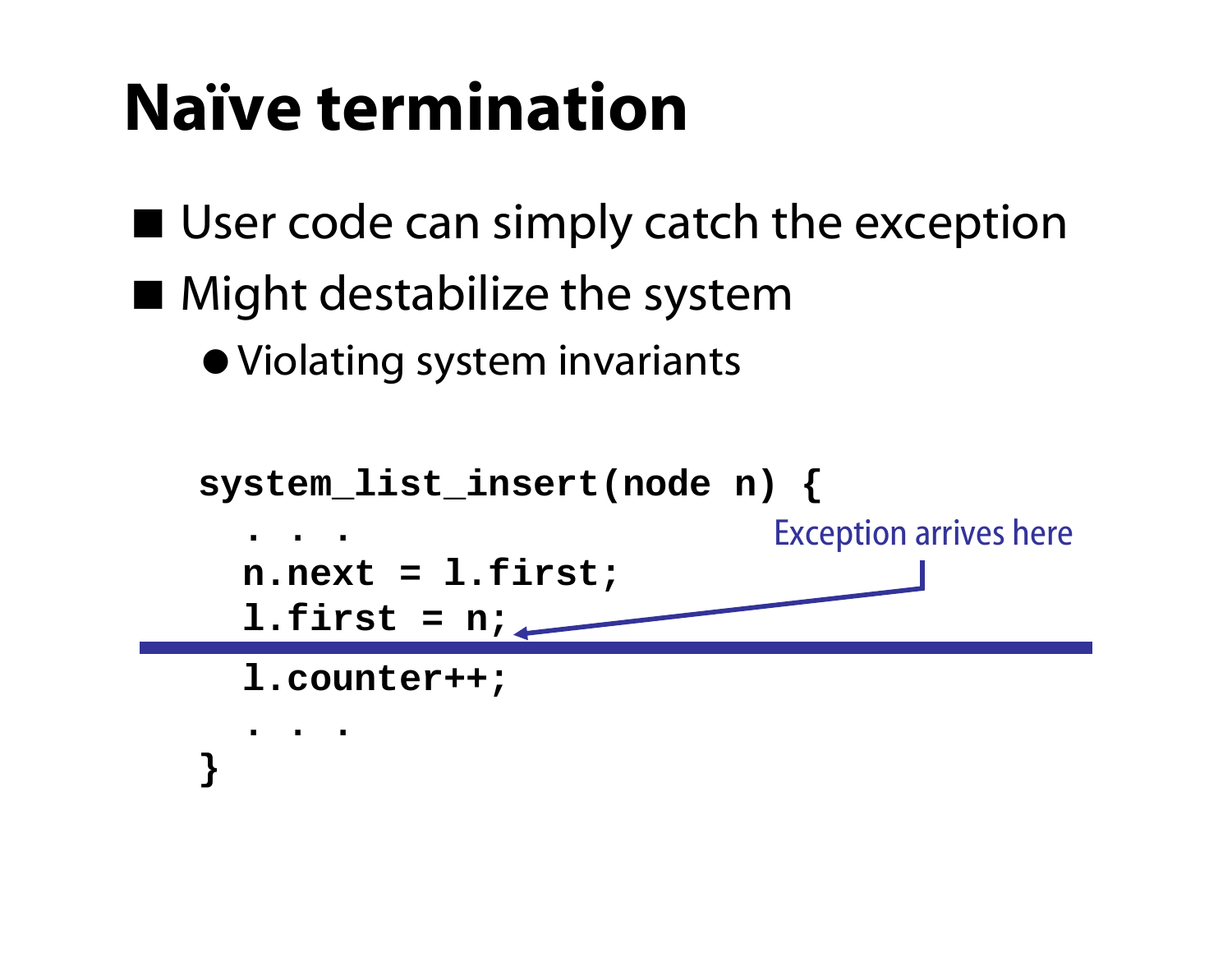# Naïve termination

- User code can simply catch the exception
- Might destabilize the system
  - Violating system invariants

```
system_list_insert(node n) {
  . . .
  n.next = l.first;
  l.first = n;
  l.counter++;
  . . .
}
```

Exception arrives here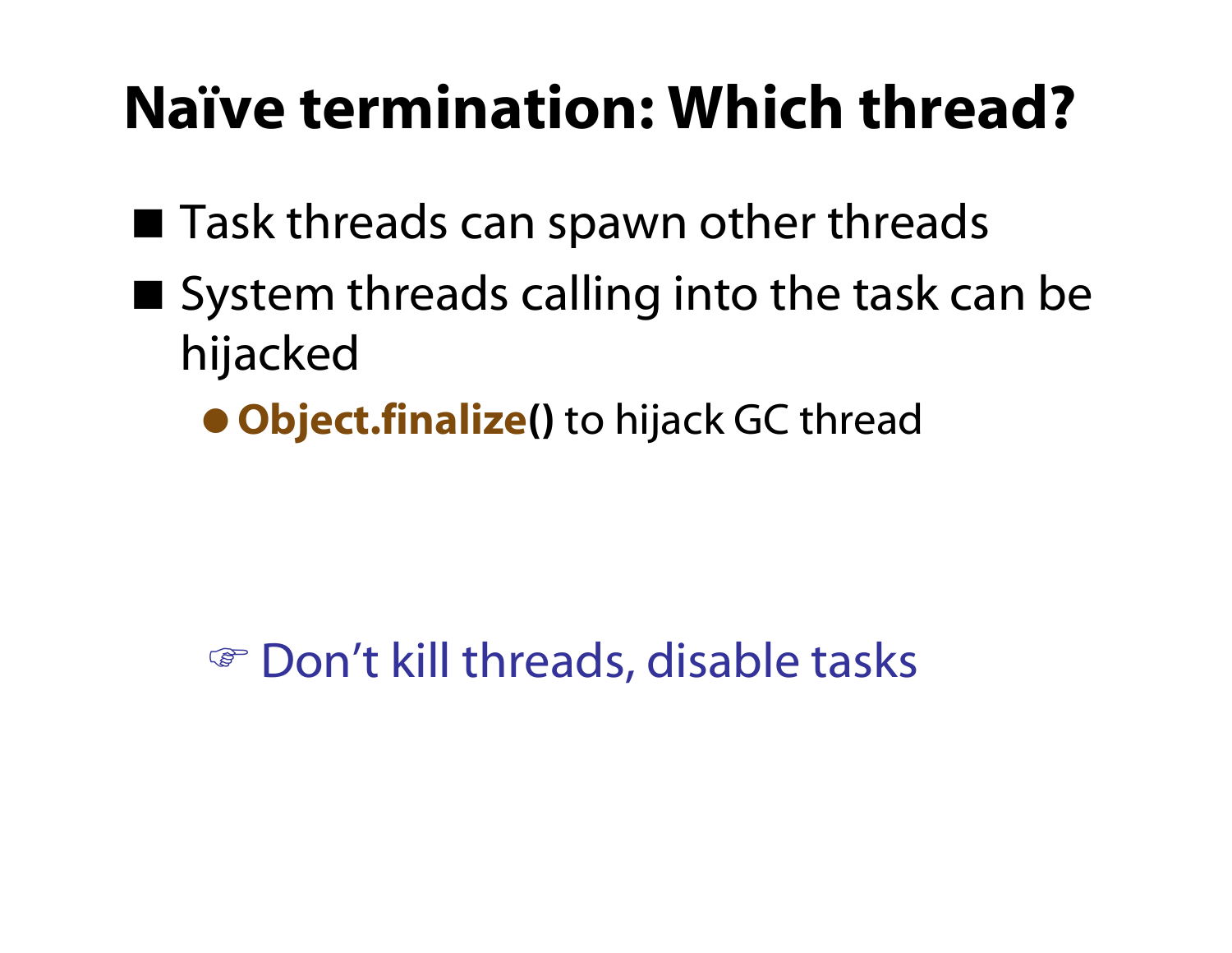# Naïve termination: Which thread?

- Task threads can spawn other threads
- System threads calling into the task can be hijacked
  - **Object.finalize()** to hijack GC thread

☞ Don't kill threads, disable tasks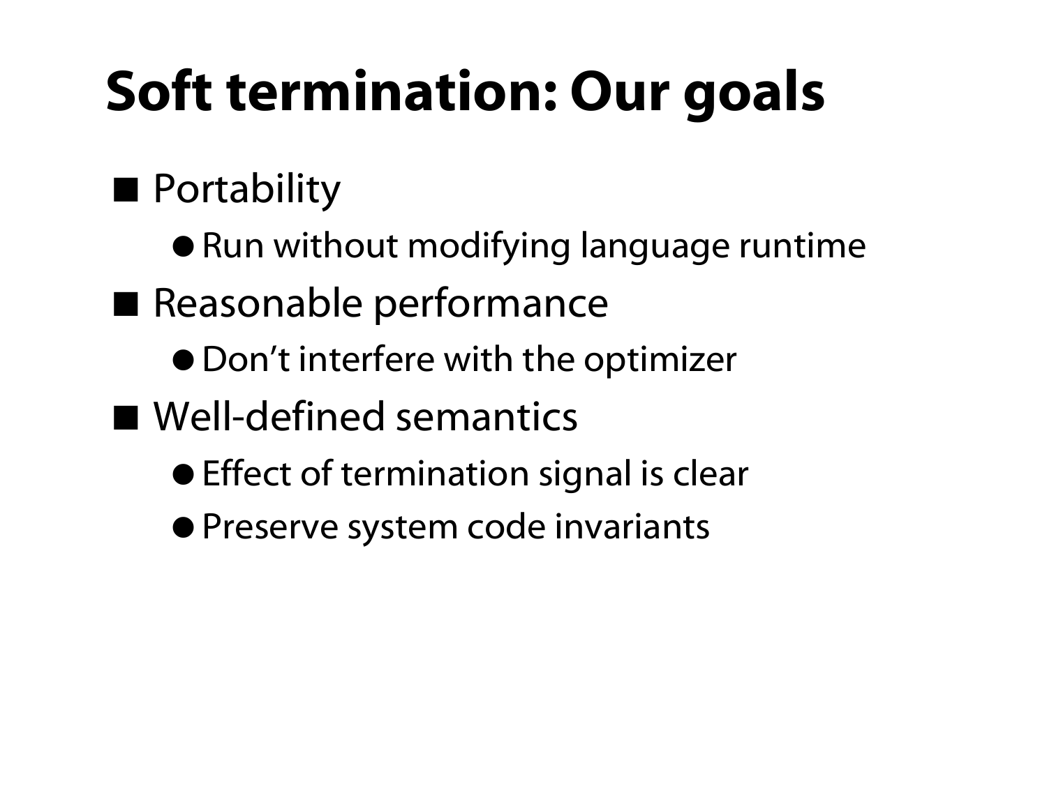# Soft termination: Our goals

- Portability
  - Run without modifying language runtime
- Reasonable performance
  - Don’t interfere with the optimizer
- Well-defined semantics
  - Effect of termination signal is clear
  - Preserve system code invariants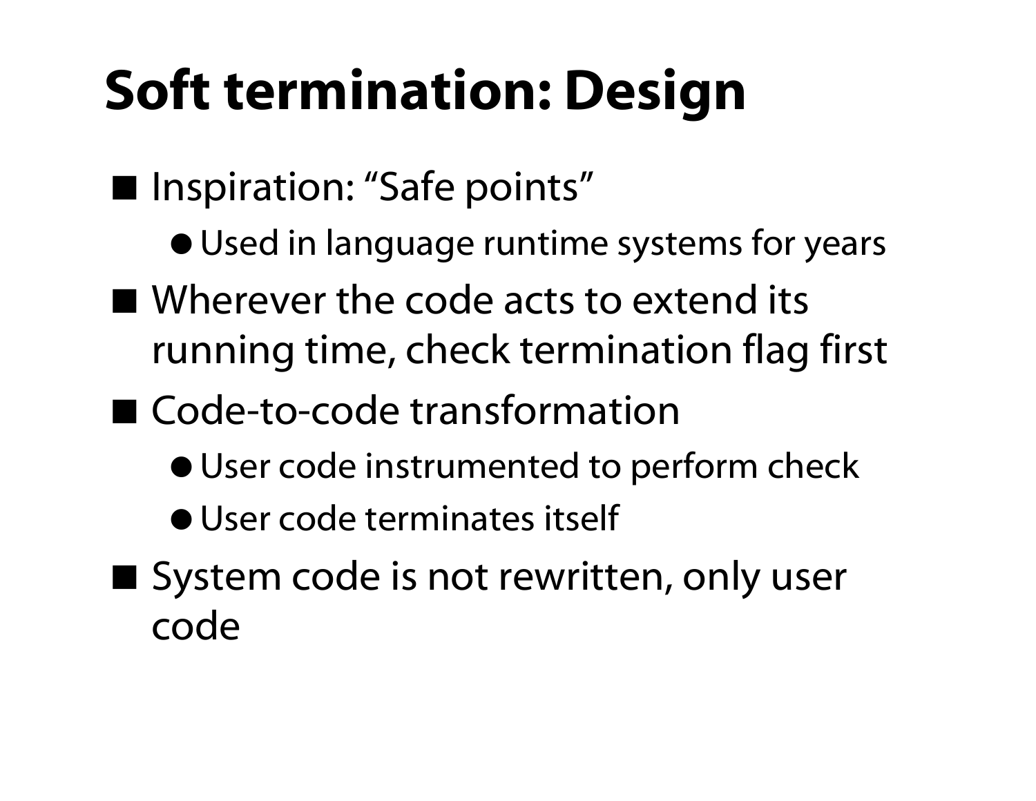# Soft termination: Design

- Inspiration: "Safe points"
  - Used in language runtime systems for years
- Wherever the code acts to extend its running time, check termination flag first
- Code-to-code transformation
  - User code instrumented to perform check
  - User code terminates itself
- System code is not rewritten, only user code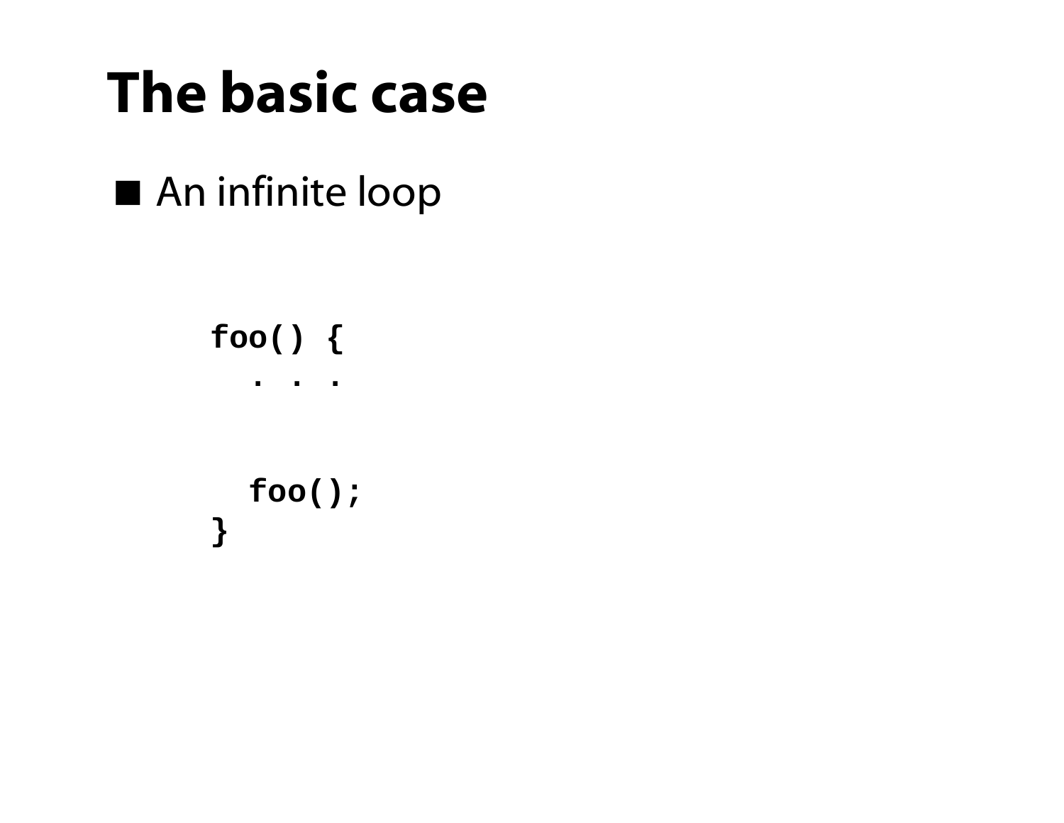# The basic case

- An infinite loop

```
foo() {
  . . .


  foo();
}
```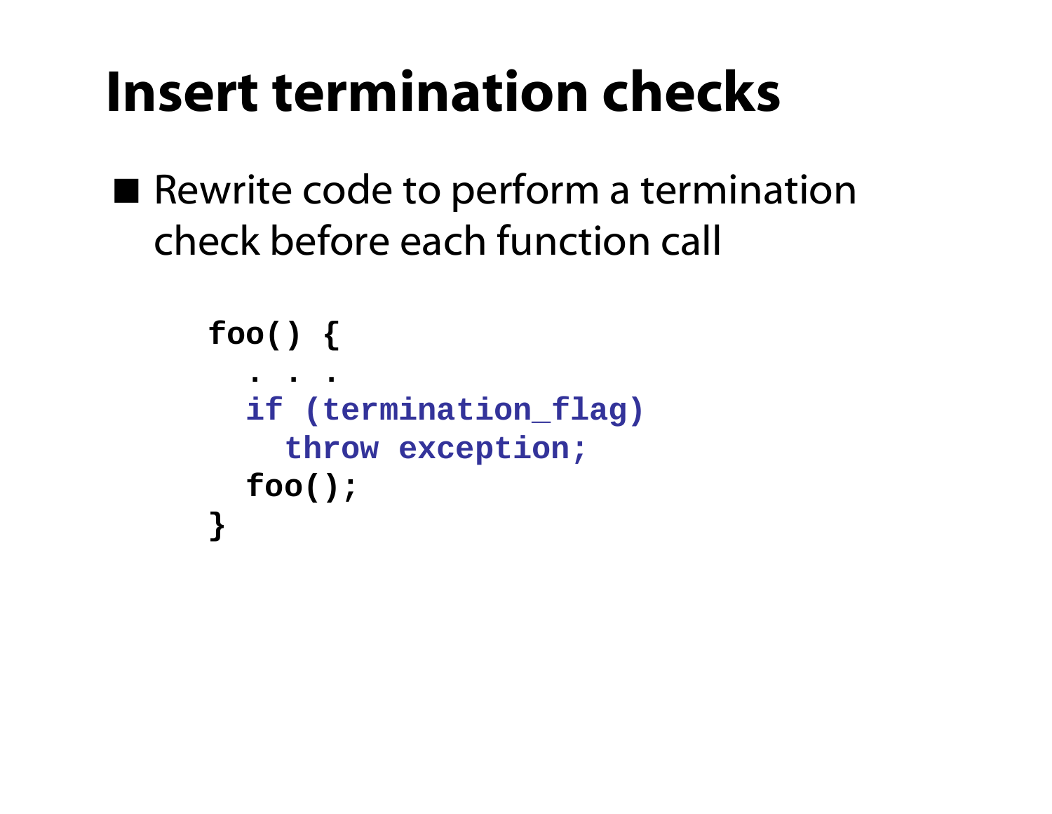# Insert termination checks

- Rewrite code to perform a termination check before each function call

```
foo() {
  . . .
  if (termination_flag)
    throw exception;
  foo();
}
```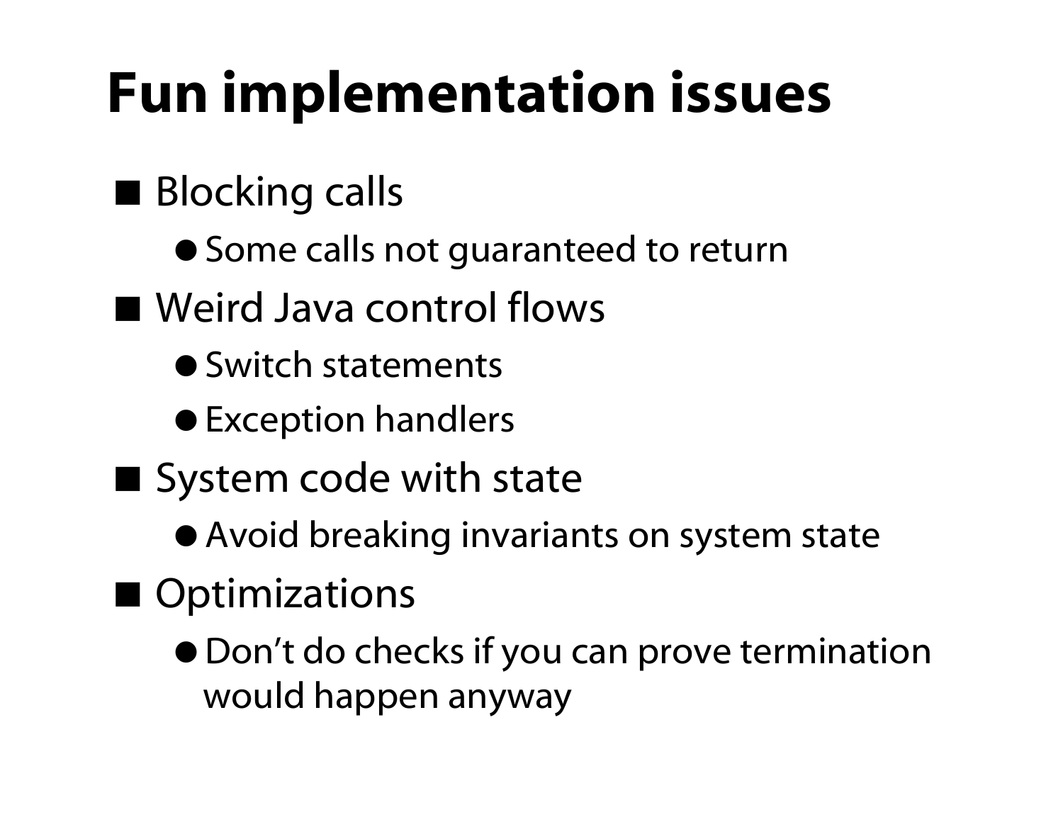# Fun implementation issues

- Blocking calls
  - Some calls not guaranteed to return
- Weird Java control flows
  - Switch statements
  - Exception handlers
- System code with state
  - Avoid breaking invariants on system state
- Optimizations
  - Don't do checks if you can prove termination would happen anyway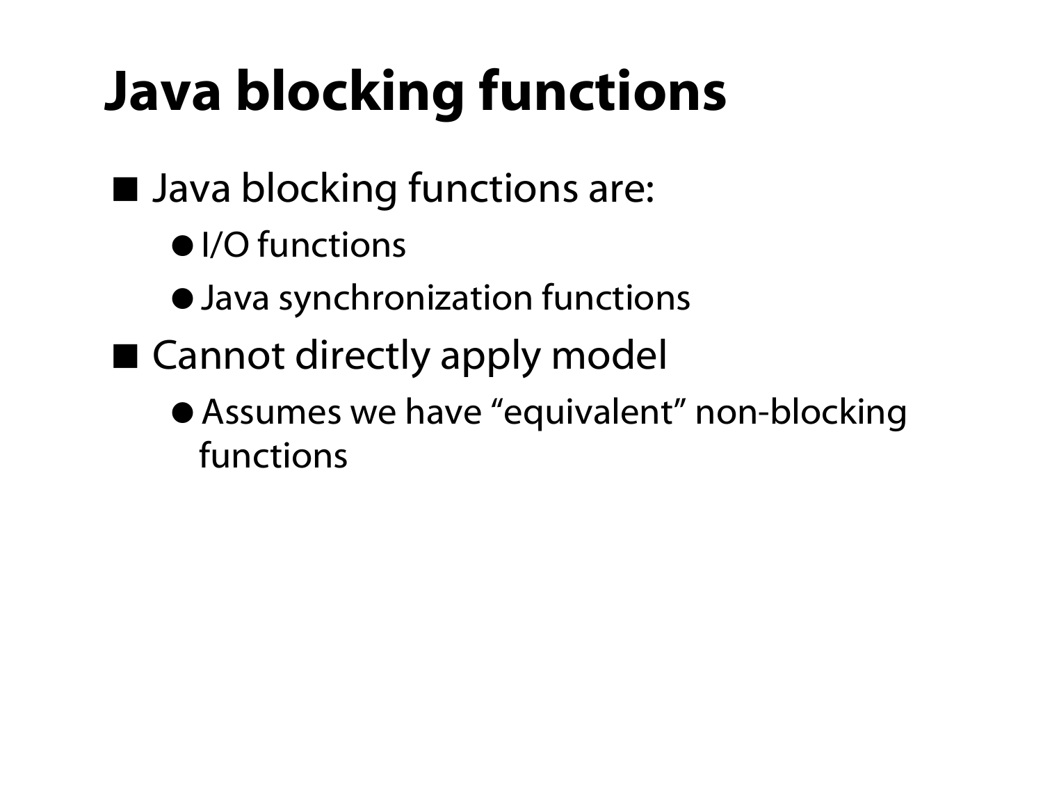# Java blocking functions

- Java blocking functions are:
  - I/O functions
  - Java synchronization functions
- Cannot directly apply model
  - Assumes we have “equivalent” non-blocking functions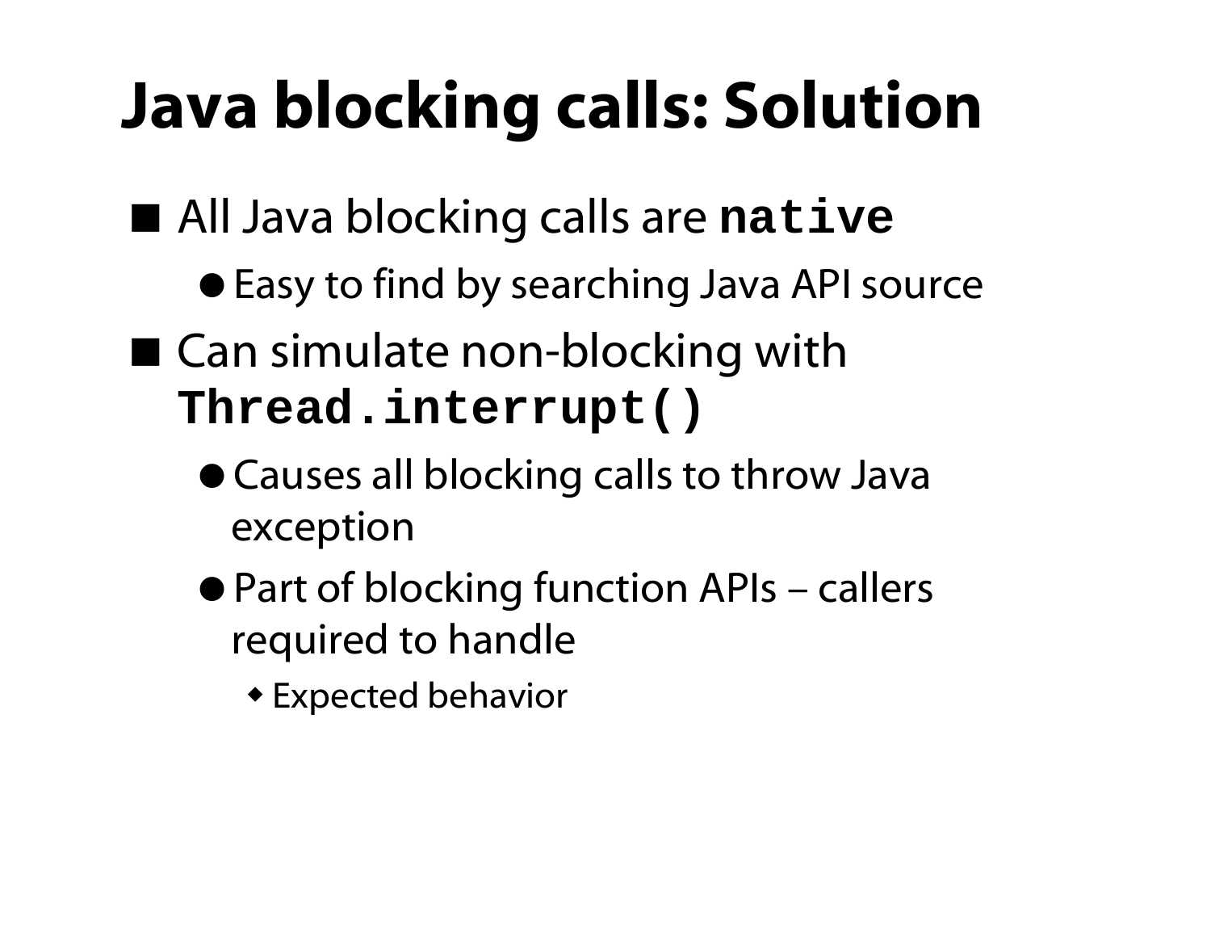# Java blocking calls: Solution

- All Java blocking calls are **`native`**
  - Easy to find by searching Java API source
- Can simulate non-blocking with **`Thread.interrupt()`**
  - Causes all blocking calls to throw Java exception
  - Part of blocking function APIs – callers required to handle
    - Expected behavior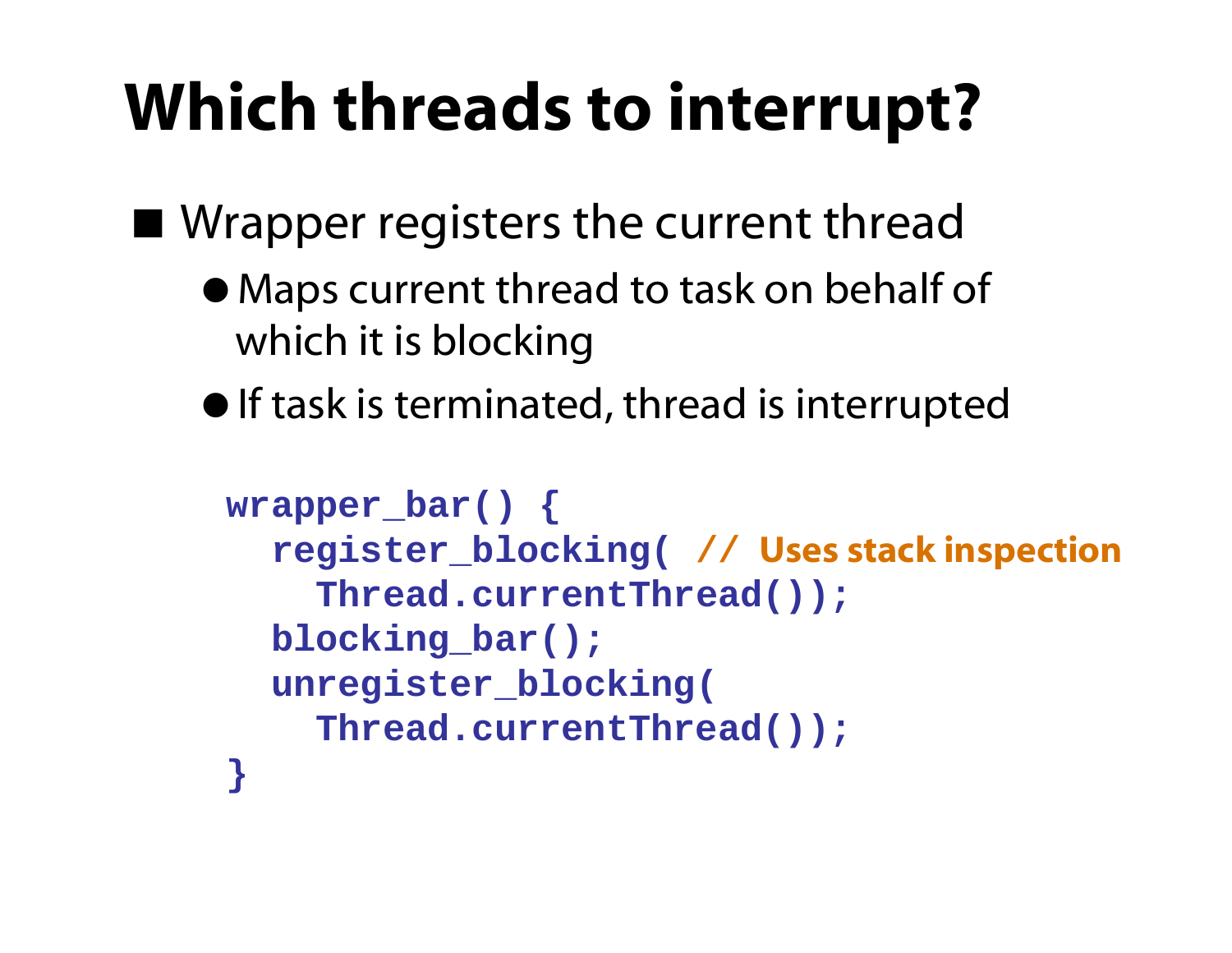# Which threads to interrupt?

- Wrapper registers the current thread
  - Maps current thread to task on behalf of which it is blocking
  - If task is terminated, thread is interrupted

```
wrapper_bar() {
  register_blocking( // Uses stack inspection
    Thread.currentThread());
  blocking_bar();
  unregister_blocking(
    Thread.currentThread());
}
```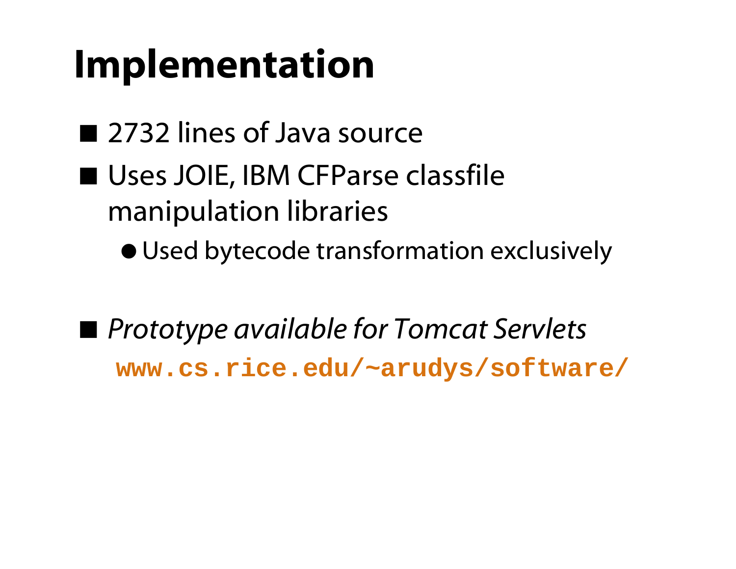# Implementation

- 2732 lines of Java source
- Uses JOIE, IBM CFParse classfile manipulation libraries
  - Used bytecode transformation exclusively

- *Prototype available for Tomcat Servlets*
  `www.cs.rice.edu/~arudys/software/`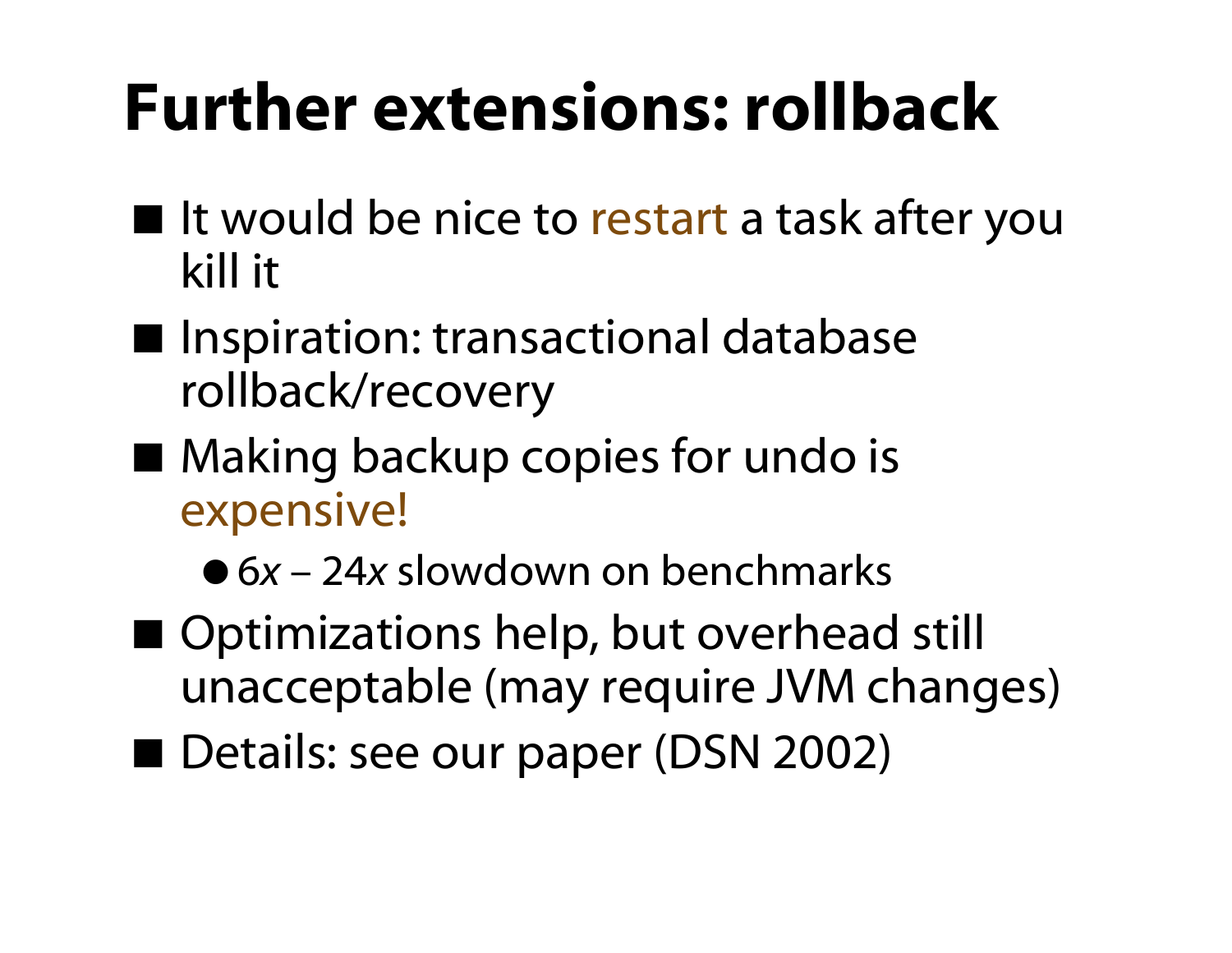# Further extensions: rollback

- It would be nice to restart a task after you kill it
- Inspiration: transactional database rollback/recovery
- Making backup copies for undo is expensive!
  - *6x* – 24*x* slowdown on benchmarks
- Optimizations help, but overhead still unacceptable (may require JVM changes)
- Details: see our paper (DSN 2002)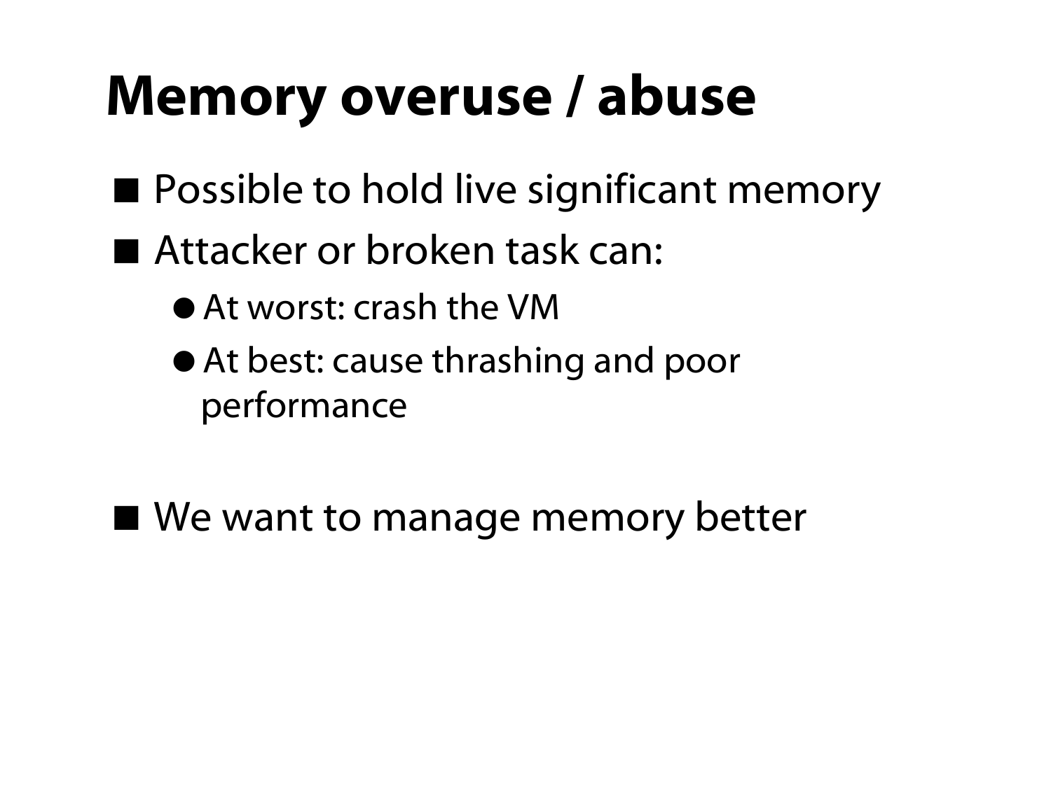# Memory overuse / abuse

- Possible to hold live significant memory
- Attacker or broken task can:
  - At worst: crash the VM
  - At best: cause thrashing and poor performance

- We want to manage memory better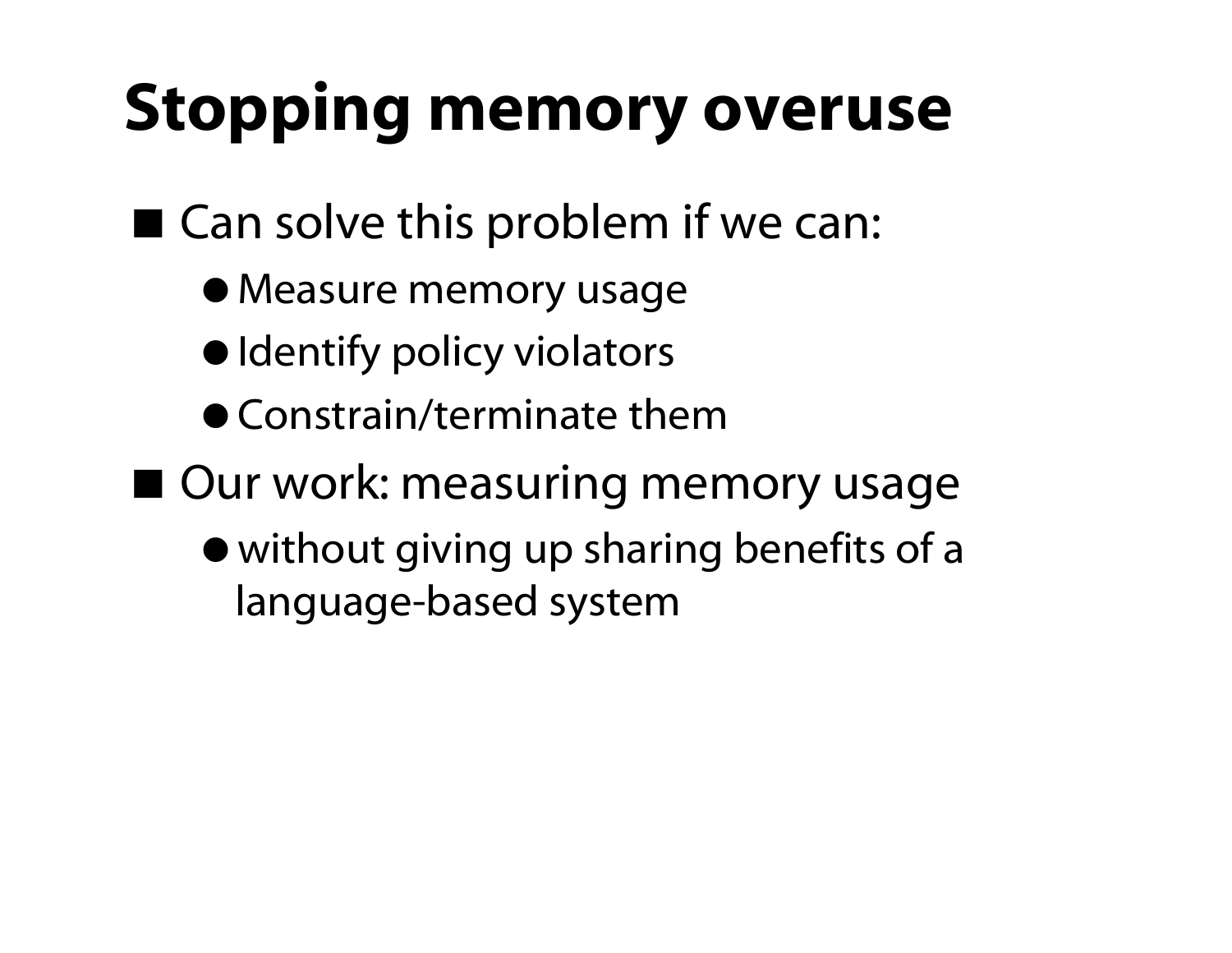# Stopping memory overuse

- Can solve this problem if we can:
  - Measure memory usage
  - Identify policy violators
  - Constrain/terminate them
- Our work: measuring memory usage
  - without giving up sharing benefits of a language-based system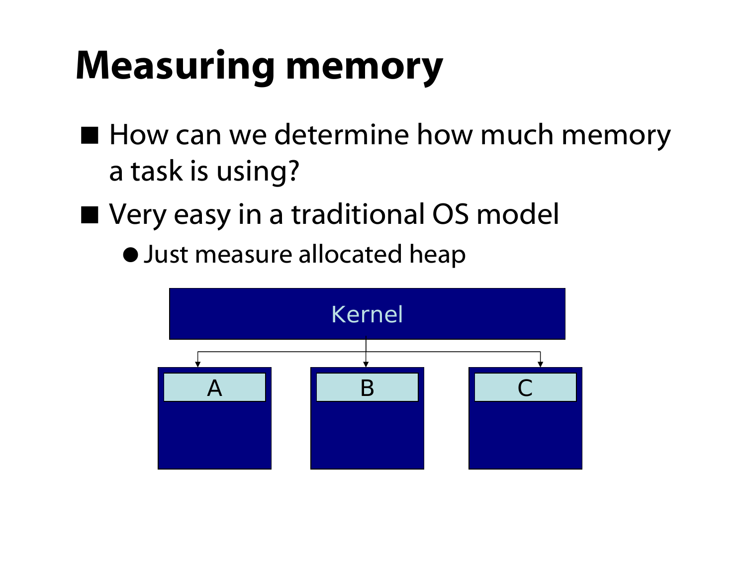# Measuring memory

- How can we determine how much memory a task is using?
- Very easy in a traditional OS model
  - Just measure allocated heap

Kernel

A

B

C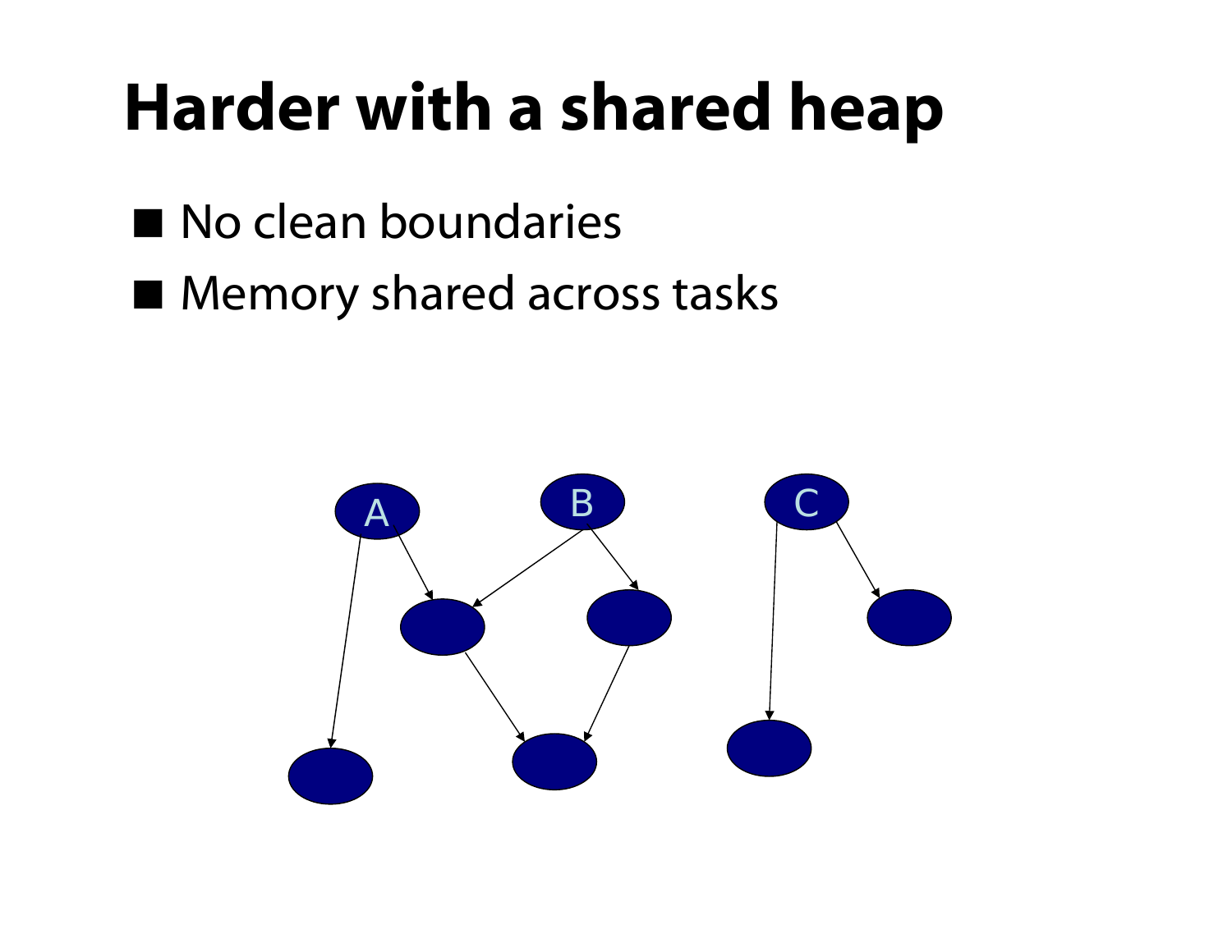# Harder with a shared heap

- No clean boundaries
- Memory shared across tasks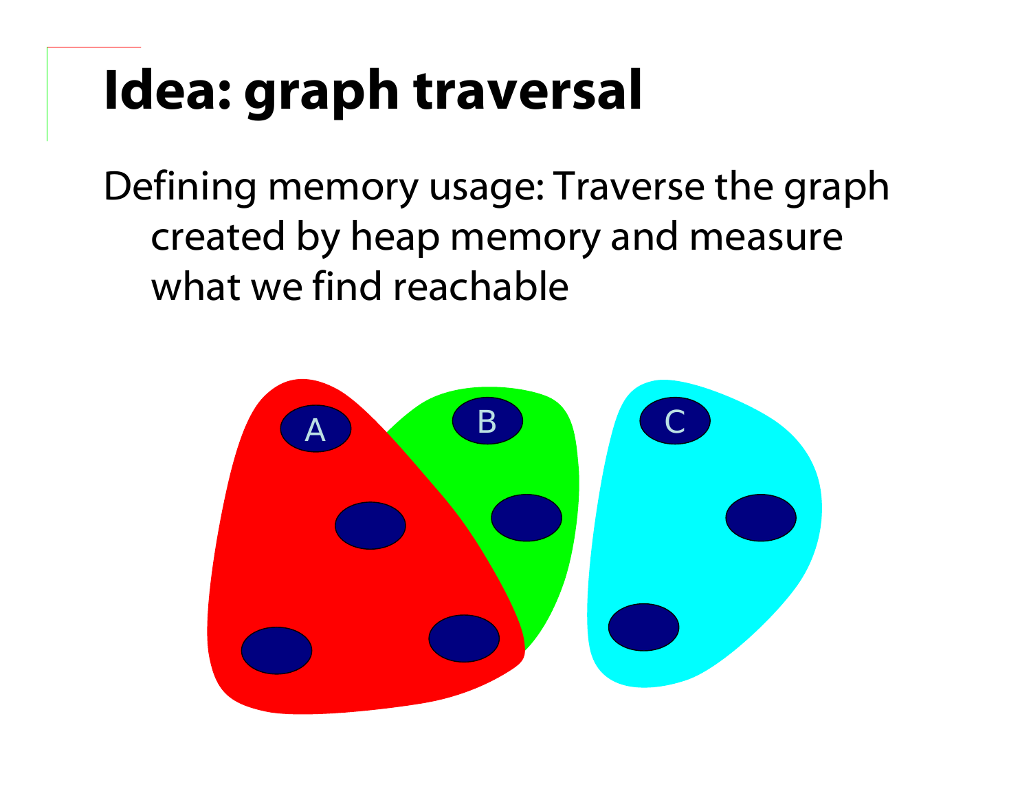# Idea: graph traversal

Defining memory usage: Traverse the graph created by heap memory and measure what we find reachable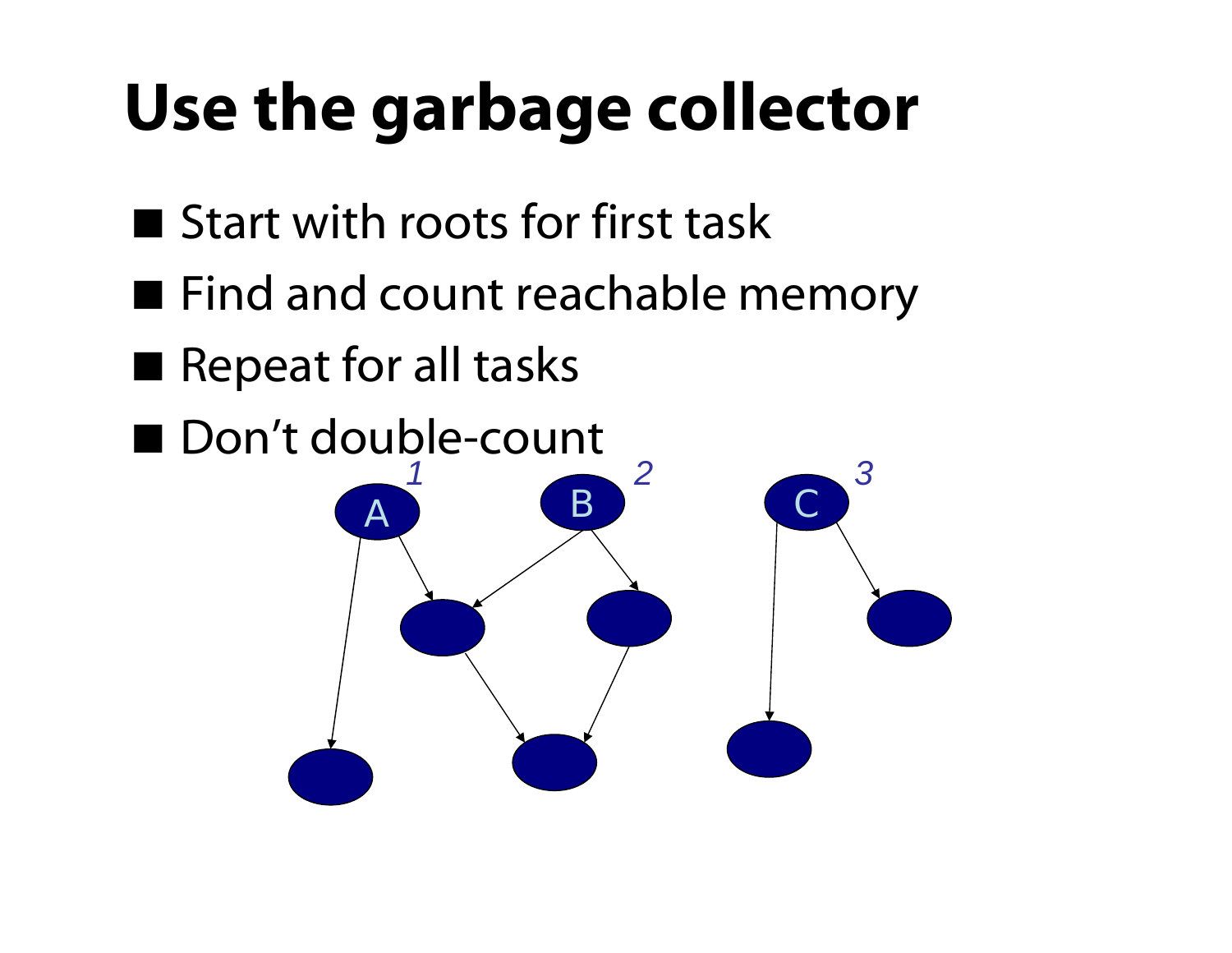# Use the garbage collector

- Start with roots for first task
- Find and count reachable memory
- Repeat for all tasks
- Don't double-count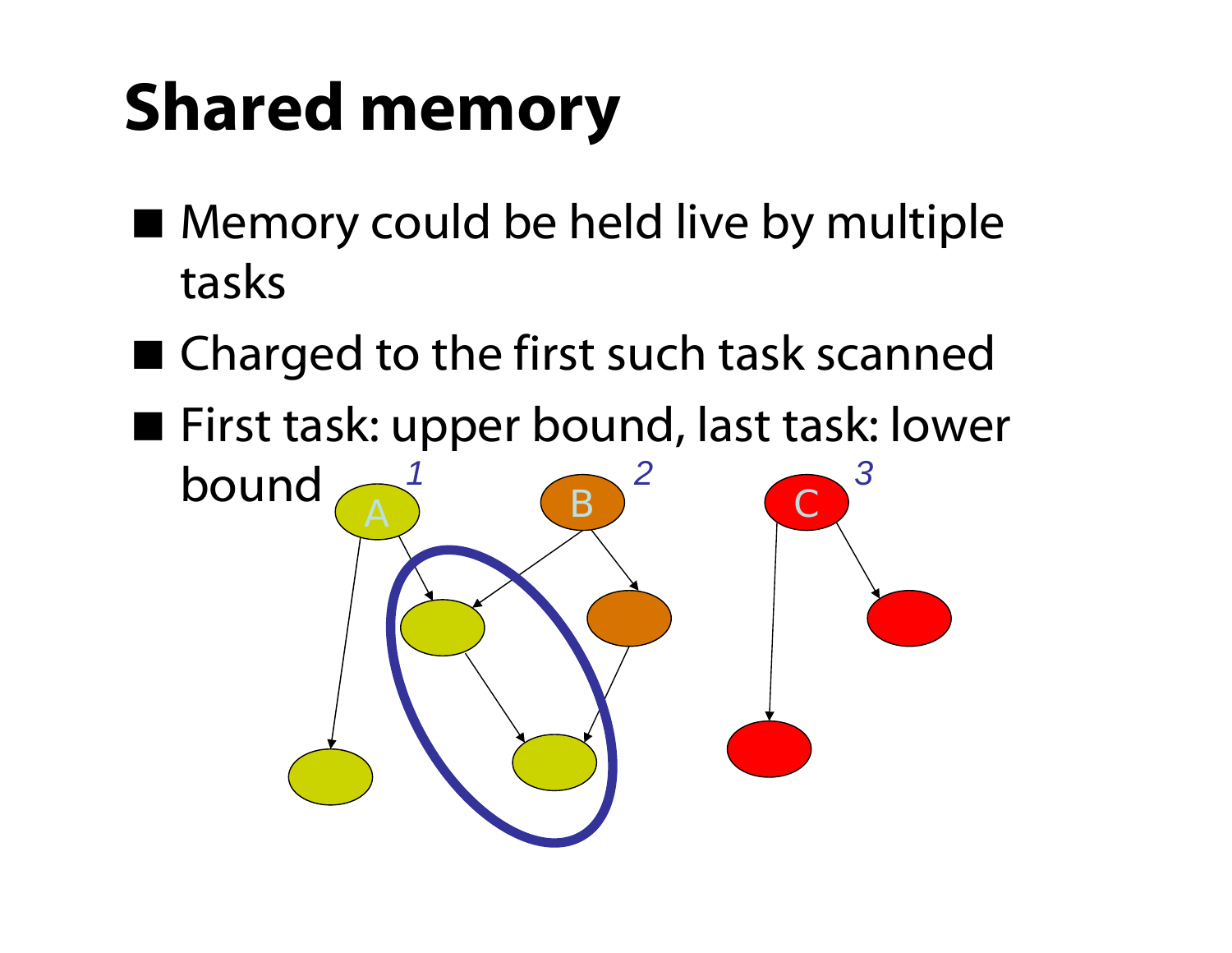# Shared memory

- Memory could be held live by multiple tasks
- Charged to the first such task scanned
- First task: upper bound, last task: lower bound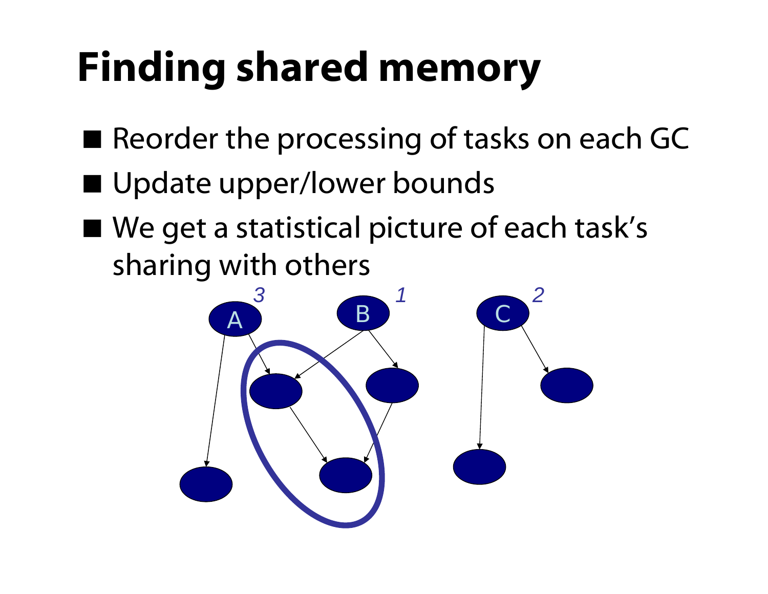# Finding shared memory

- Reorder the processing of tasks on each GC
- Update upper/lower bounds
- We get a statistical picture of each task's sharing with others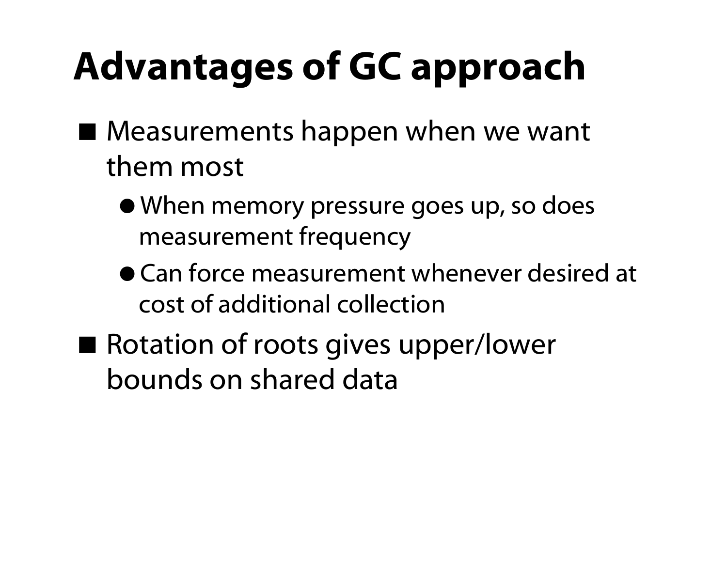# Advantages of GC approach

- Measurements happen when we want them most
  - When memory pressure goes up, so does measurement frequency
  - Can force measurement whenever desired at cost of additional collection
- Rotation of roots gives upper/lower bounds on shared data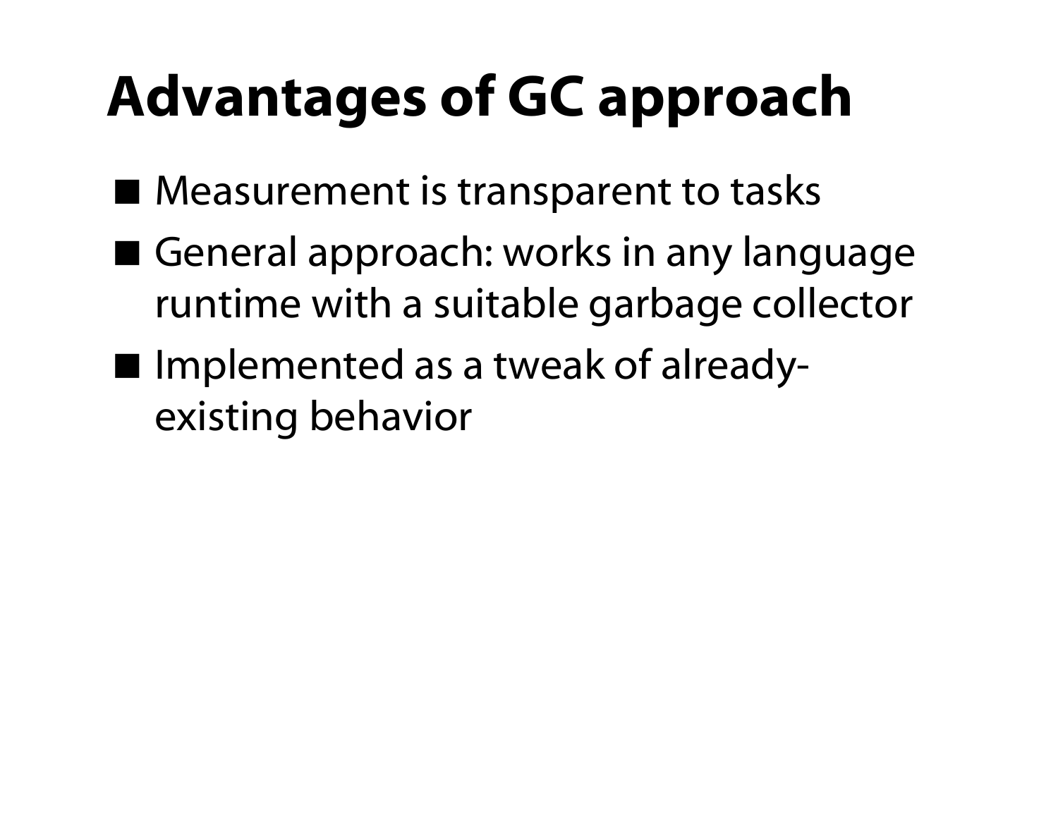# Advantages of GC approach

- Measurement is transparent to tasks
- General approach: works in any language runtime with a suitable garbage collector
- Implemented as a tweak of already-existing behavior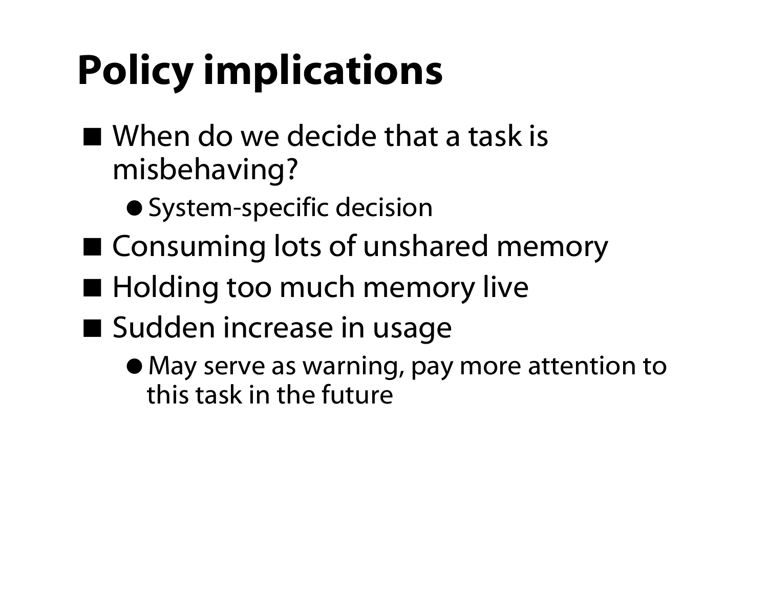# Policy implications

- When do we decide that a task is misbehaving?
  - System-specific decision
- Consuming lots of unshared memory
- Holding too much memory live
- Sudden increase in usage
  - May serve as warning, pay more attention to this task in the future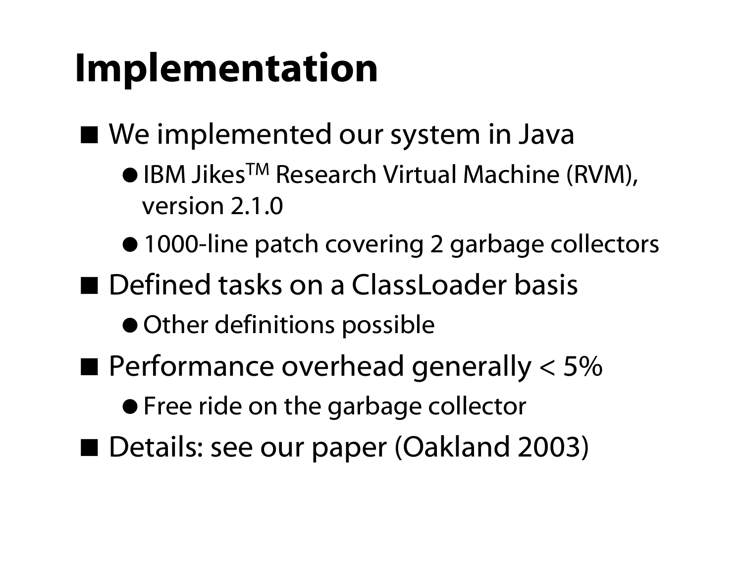# Implementation

- We implemented our system in Java
  - IBM Jikes™ Research Virtual Machine (RVM), version 2.1.0
  - 1000-line patch covering 2 garbage collectors
- Defined tasks on a ClassLoader basis
  - Other definitions possible
- Performance overhead generally < 5%
  - Free ride on the garbage collector
- Details: see our paper (Oakland 2003)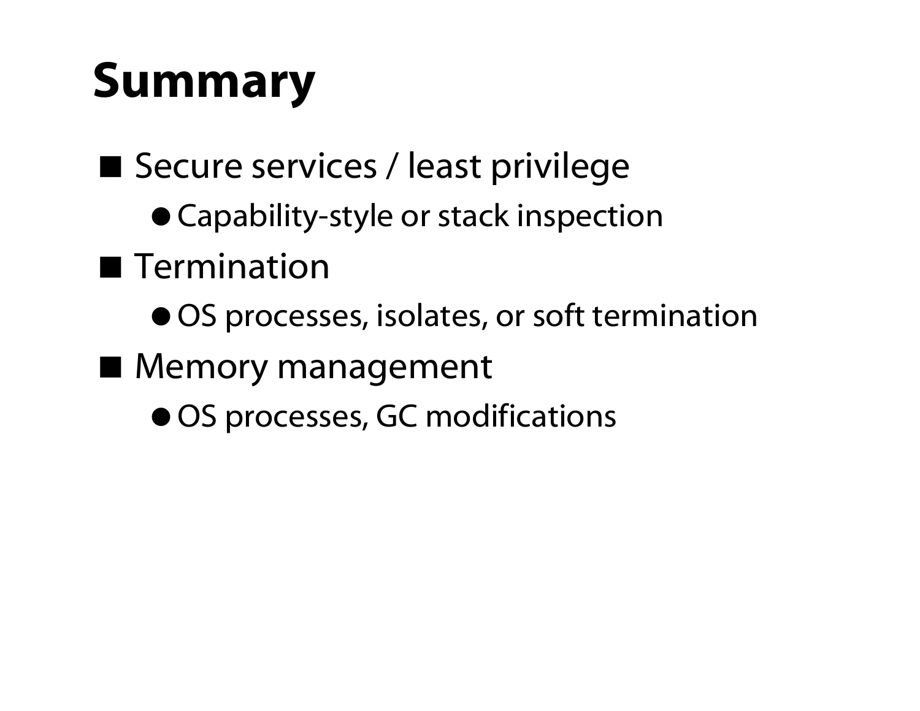# Summary

- Secure services / least privilege
  - Capability-style or stack inspection
- Termination
  - OS processes, isolates, or soft termination
- Memory management
  - OS processes, GC modifications